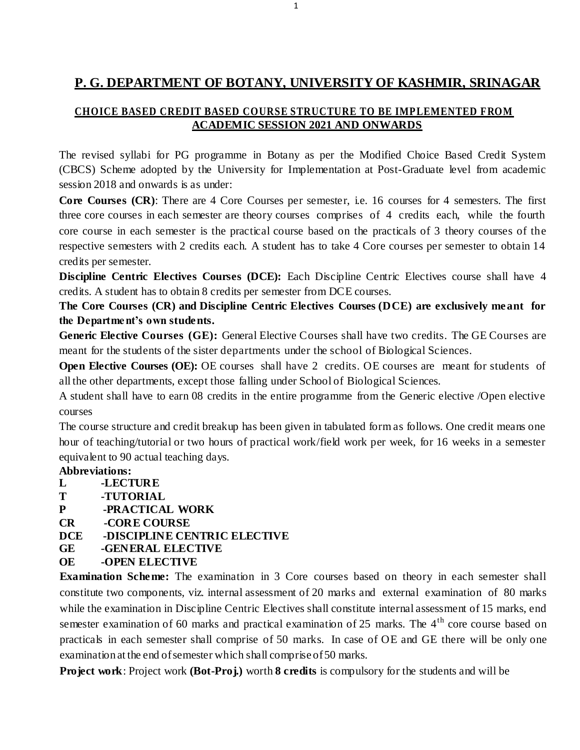# P. G. DEPARTMENT OF BOTANY, UNIVERSITY OF KASHMIR, SRINAGAR

## CHOICE BASED CREDIT BASED COURSE STRUCTURE TO BE IMPLEMENTED FROM ACADEMIC SESSION 2021 AND ONWARDS

The revised syllabi for PG programme in Botany as per the Modified Choice Based Credit System (CBCS) Scheme adopted by the University for Implementation at Post-Graduate level from academic session 2018 and onwards is as under:

**Core Courses (CR)**: There are 4 Core Courses per semester, i.e. 16 courses for 4 semesters. The first three core courses in each semester are theory courses comprises of 4 credits each, while the fourth core course in each semester is the practical course based on the practicals of 3 theory courses of the respective semesters with 2 credits each. A student has to take 4 Core courses per semester to obtain 14 credits per semester.

**Discipline Centric Electives Courses (DCE):** Each Discipline Centric Electives course shall have 4 credits. A student has to obtain 8 credits per semester from DCE courses.

**The Core Courses (CR) and Discipline Centric Electives Courses (DCE) are exclusively meant for the Department's own students.**

**Generic Elective Courses (GE):** General Elective Courses shall have two credits. The GE Courses are meant for the students of the sister departments under the school of Biological Sciences.

**Open Elective Courses (OE):** OE courses shall have 2 credits. OE courses are meant for students of all the other departments, except those falling under School of Biological Sciences.

A student shall have to earn 08 credits in the entire programme from the Generic elective /Open elective courses

The course structure and credit breakup has been given in tabulated form as follows. One credit means one hour of teaching/tutorial or two hours of practical work/field work per week, for 16 weeks in a semester equivalent to 90 actual teaching days.

**Abbreviations:**

**L -LECTURE**
**T -TUTORIAL**
**P -PRACTICAL WORK**
**CR -CORE COURSE**
**DCE -DISCIPLINE CENTRIC ELECTIVE**
**GE -GENERAL ELECTIVE**
**OE -OPEN ELECTIVE**

**Examination Scheme:** The examination in 3 Core courses based on theory in each semester shall constitute two components, viz. internal assessment of 20 marks and external examination of 80 marks while the examination in Discipline Centric Electives shall constitute internal assessment of 15 marks, end semester examination of 60 marks and practical examination of 25 marks. The $4^{th}$ core course based on practicals in each semester shall comprise of 50 marks. In case of OE and GE there will be only one examination at the end of semester which shall comprise of 50 marks.

**Project work**: Project work **(Bot-Proj.)** worth **8 credits** is compulsory for the students and will be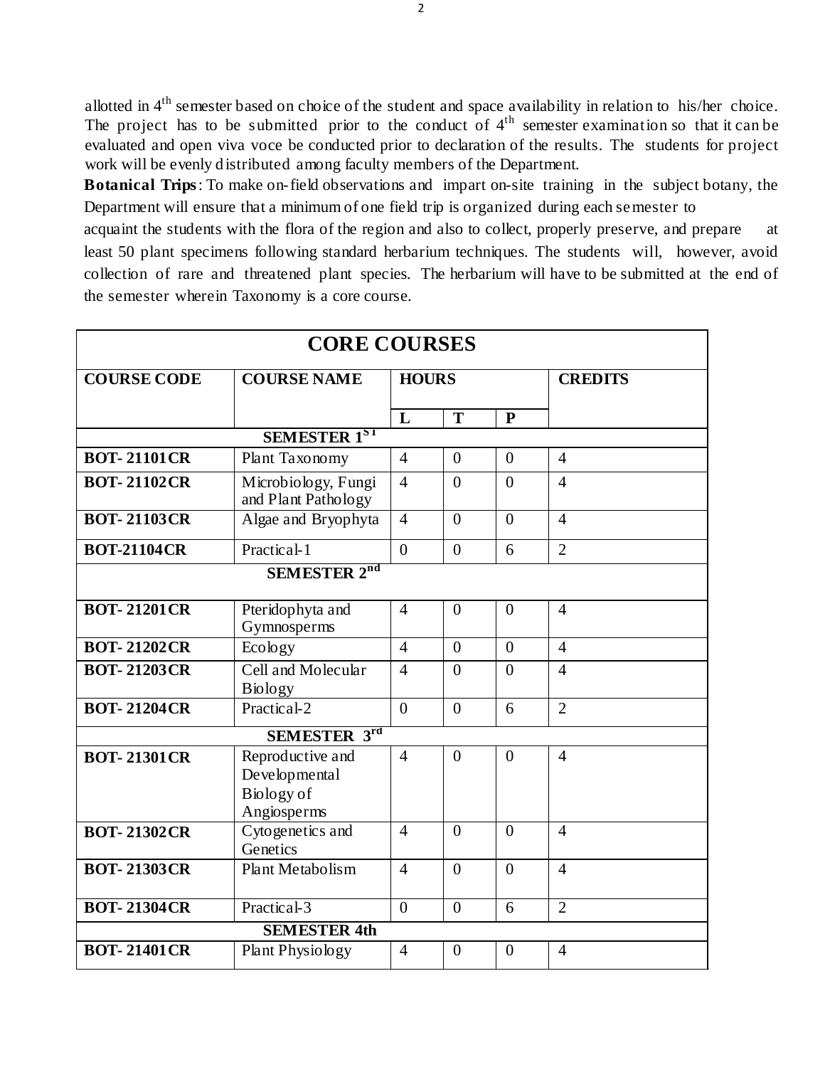allotted in 4th semester based on choice of the student and space availability in relation to his/her choice. The project has to be submitted prior to the conduct of 4th semester examination so that it can be evaluated and open viva voce be conducted prior to declaration of the results. The students for project work will be evenly distributed among faculty members of the Department.

**Botanical Trips**: To make on-field observations and impart on-site training in the subject botany, the Department will ensure that a minimum of one field trip is organized during each semester to acquaint the students with the flora of the region and also to collect, properly preserve, and prepare at least 50 plant specimens following standard herbarium techniques. The students will, however, avoid collection of rare and threatened plant species. The herbarium will have to be submitted at the end of the semester wherein Taxonomy is a core course.

| CORE COURSES | | | | | |
|---|---|---|---|---|---|
| **COURSE CODE** | **COURSE NAME** | **HOURS** | | | **CREDITS** |
| | | **L** | **T** | **P** | |
| | **SEMESTER 1ST** | | | | |
| **BOT- 21101CR** | Plant Taxonomy | 4 | 0 | 0 | 4 |
| **BOT- 21102CR** | Microbiology, Fungi and Plant Pathology | 4 | 0 | 0 | 4 |
| **BOT- 21103CR** | Algae and Bryophyta | 4 | 0 | 0 | 4 |
| **BOT-21104CR** | Practical-1 | 0 | 0 | 6 | 2 |
| | **SEMESTER 2nd** | | | | |
| **BOT- 21201CR** | Pteridophyta and Gymnosperms | 4 | 0 | 0 | 4 |
| **BOT- 21202CR** | Ecology | 4 | 0 | 0 | 4 |
| **BOT- 21203CR** | Cell and Molecular Biology | 4 | 0 | 0 | 4 |
| **BOT- 21204CR** | Practical-2 | 0 | 0 | 6 | 2 |
| | **SEMESTER 3rd** | | | | |
| **BOT- 21301CR** | Reproductive and Developmental Biology of Angiosperms | 4 | 0 | 0 | 4 |
| **BOT- 21302CR** | Cytogenetics and Genetics | 4 | 0 | 0 | 4 |
| **BOT- 21303CR** | Plant Metabolism | 4 | 0 | 0 | 4 |
| **BOT- 21304CR** | Practical-3 | 0 | 0 | 6 | 2 |
| | **SEMESTER 4th** | | | | |
| **BOT- 21401CR** | Plant Physiology | 4 | 0 | 0 | 4 |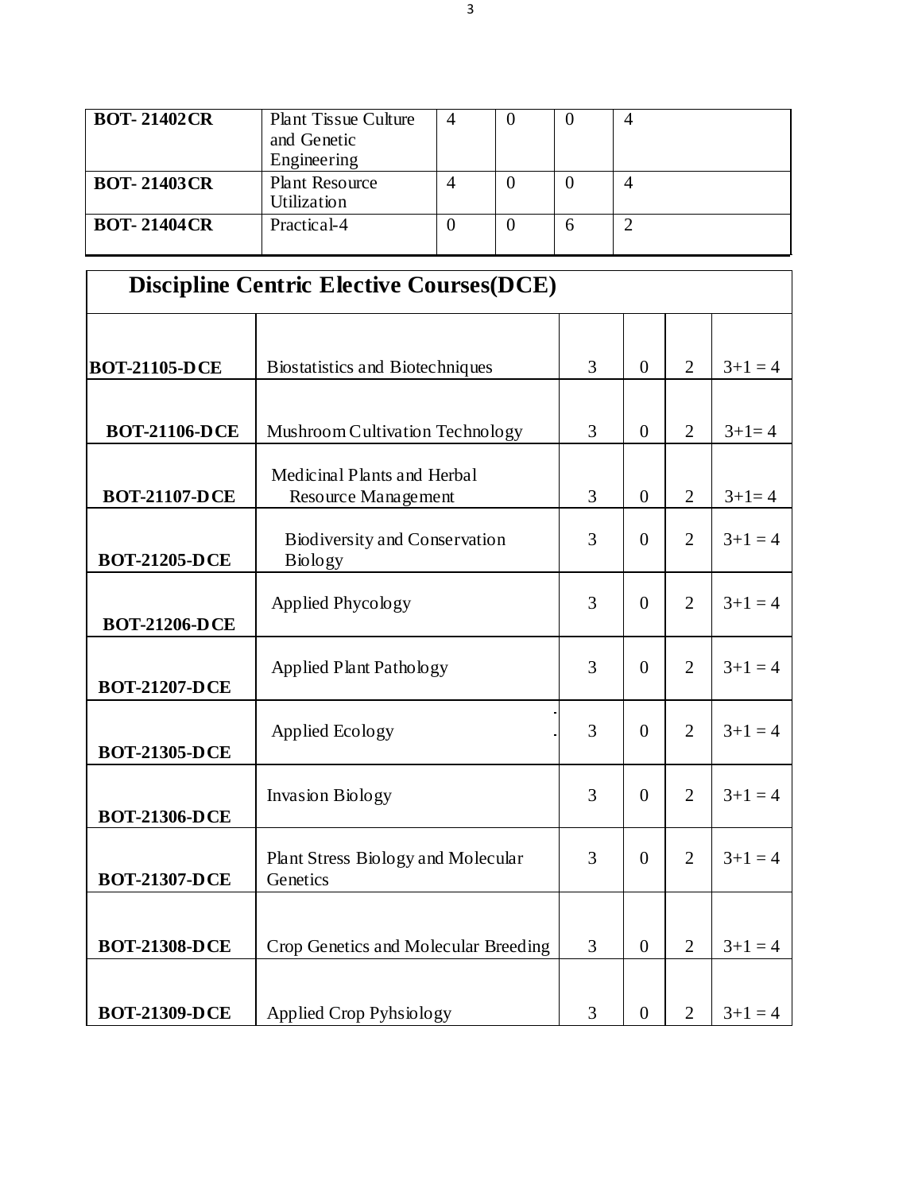| BOT- 21402CR | Plant Tissue Culture and Genetic Engineering | 4 | 0 | 0 | 4 |
|---|---|---|---|---|---|
| BOT- 21403CR | Plant Resource Utilization | 4 | 0 | 0 | 4 |
| BOT- 21404CR | Practical-4 | 0 | 0 | 6 | 2 |

## Discipline Centric Elective Courses(DCE)

| | | | | | |
|---|---|---|---|---|---|
| **BOT-21105-DCE** | Biostatistics and Biotechniques | 3 | 0 | 2 | 3+1 = 4 |
| **BOT-21106-DCE** | Mushroom Cultivation Technology | 3 | 0 | 2 | 3+1= 4 |
| **BOT-21107-DCE** | Medicinal Plants and Herbal Resource Management | 3 | 0 | 2 | 3+1= 4 |
| **BOT-21205-DCE** | Biodiversity and Conservation Biology | 3 | 0 | 2 | 3+1 = 4 |
| **BOT-21206-DCE** | Applied Phycology | 3 | 0 | 2 | 3+1 = 4 |
| **BOT-21207-DCE** | Applied Plant Pathology | 3 | 0 | 2 | 3+1 = 4 |
| **BOT-21305-DCE** | Applied Ecology | 3 | 0 | 2 | 3+1 = 4 |
| **BOT-21306-DCE** | Invasion Biology | 3 | 0 | 2 | 3+1 = 4 |
| **BOT-21307-DCE** | Plant Stress Biology and Molecular Genetics | 3 | 0 | 2 | 3+1 = 4 |
| **BOT-21308-DCE** | Crop Genetics and Molecular Breeding | 3 | 0 | 2 | 3+1 = 4 |
| **BOT-21309-DCE** | Applied Crop Pyhsiology | 3 | 0 | 2 | 3+1 = 4 |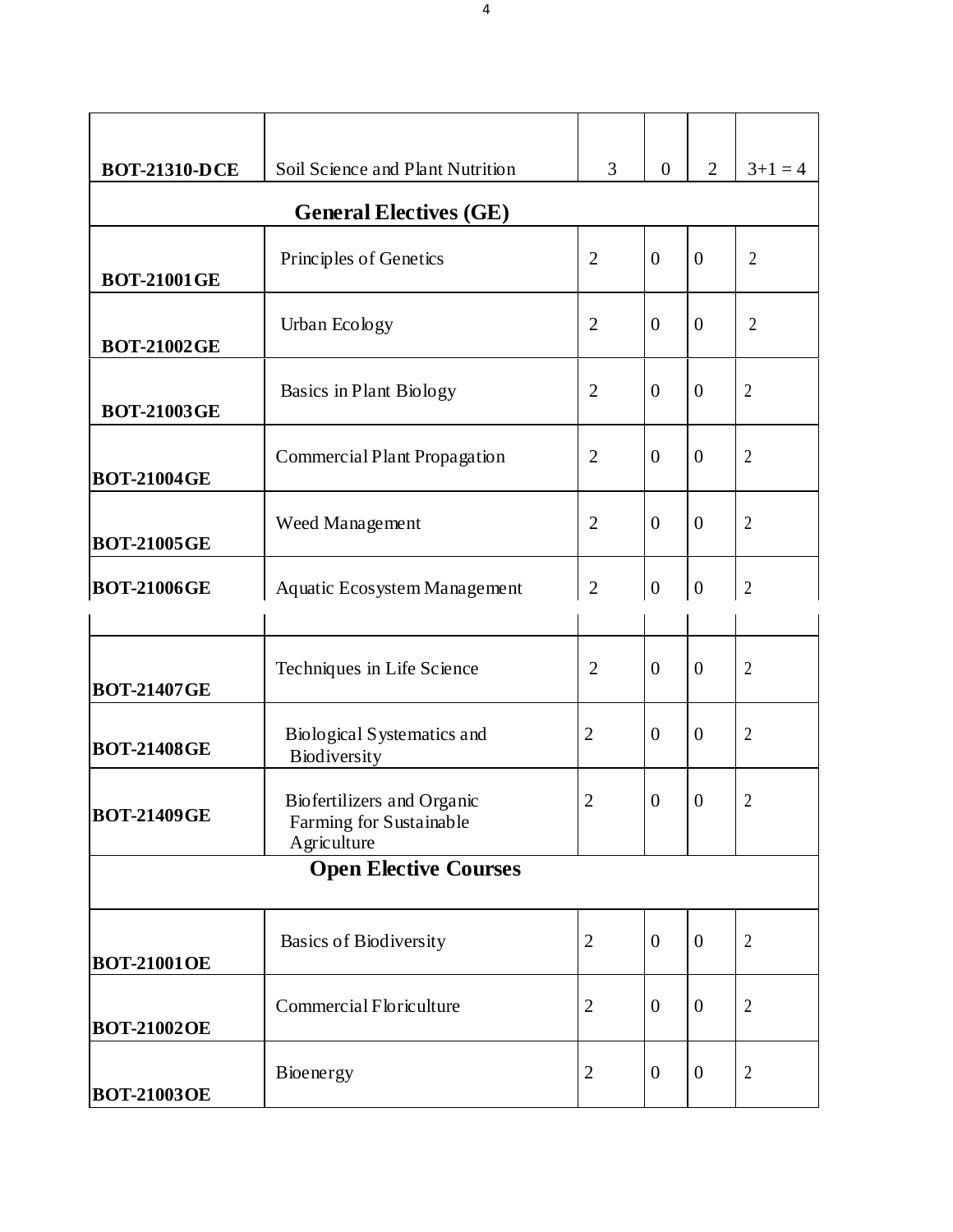| | | | | | |
|---|---|---|---|---|---|
| **BOT-21310-DCE** | Soil Science and Plant Nutrition | 3 | 0 | 2 | 3+1 = 4 |
| **General Electives (GE)** | | | | | |
| **BOT-21001GE** | Principles of Genetics | 2 | 0 | 0 | 2 |
| **BOT-21002GE** | Urban Ecology | 2 | 0 | 0 | 2 |
| **BOT-21003GE** | Basics in Plant Biology | 2 | 0 | 0 | 2 |
| **BOT-21004GE** | Commercial Plant Propagation | 2 | 0 | 0 | 2 |
| **BOT-21005GE** | Weed Management | 2 | 0 | 0 | 2 |
| **BOT-21006GE** | Aquatic Ecosystem Management | 2 | 0 | 0 | 2 |
| | | | | | |
| **BOT-21407GE** | Techniques in Life Science | 2 | 0 | 0 | 2 |
| **BOT-21408GE** | Biological Systematics and Biodiversity | 2 | 0 | 0 | 2 |
| **BOT-21409GE** | Biofertilizers and Organic Farming for Sustainable Agriculture | 2 | 0 | 0 | 2 |
| **Open Elective Courses** | | | | | |
| **BOT-21001OE** | Basics of Biodiversity | 2 | 0 | 0 | 2 |
| **BOT-21002OE** | Commercial Floriculture | 2 | 0 | 0 | 2 |
| **BOT-21003OE** | Bioenergy | 2 | 0 | 0 | 2 |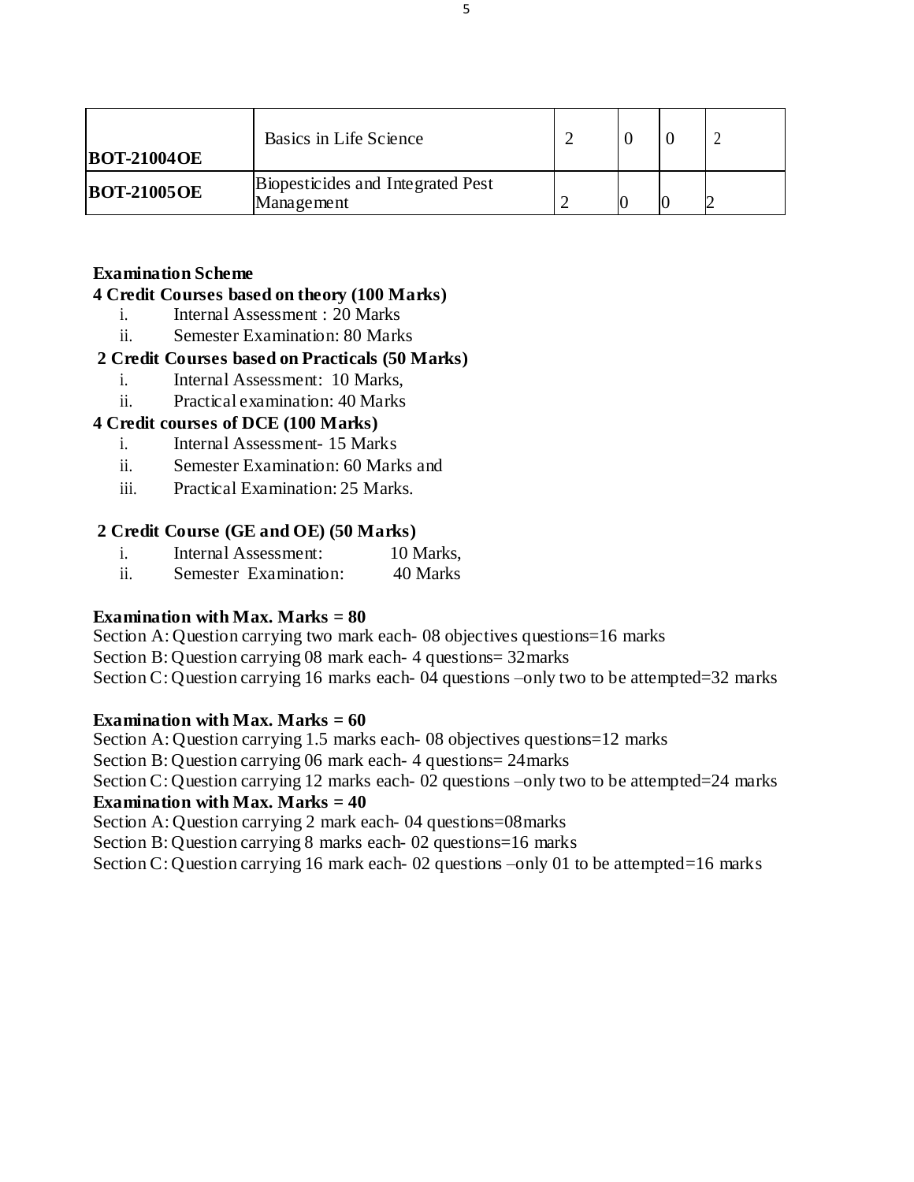| BOT-21004OE | Basics in Life Science | 2 | 0 | 0 | 2 |
|---|---|---|---|---|---|
| **BOT-21005OE** | Biopesticides and Integrated Pest Management | 2 | 0 | 0 | 2 |

**Examination Scheme**

**4 Credit Courses based on theory (100 Marks)**

i. Internal Assessment : 20 Marks
ii. Semester Examination: 80 Marks

**2 Credit Courses based on Practicals (50 Marks)**

i. Internal Assessment: 10 Marks,
ii. Practical examination: 40 Marks

**4 Credit courses of DCE (100 Marks)**

i. Internal Assessment- 15 Marks
ii. Semester Examination: 60 Marks and
iii. Practical Examination: 25 Marks.

**2 Credit Course (GE and OE) (50 Marks)**

i. Internal Assessment: 10 Marks,
ii. Semester Examination: 40 Marks

**Examination with Max. Marks = 80**

Section A: Question carrying two mark each- 08 objectives questions=16 marks
Section B: Question carrying 08 mark each- 4 questions= 32marks
Section C: Question carrying 16 marks each- 04 questions –only two to be attempted=32 marks

**Examination with Max. Marks = 60**

Section A: Question carrying 1.5 marks each- 08 objectives questions=12 marks
Section B: Question carrying 06 mark each- 4 questions= 24marks
Section C: Question carrying 12 marks each- 02 questions –only two to be attempted=24 marks

**Examination with Max. Marks = 40**

Section A: Question carrying 2 mark each- 04 questions=08marks
Section B: Question carrying 8 marks each- 02 questions=16 marks
Section C: Question carrying 16 mark each- 02 questions –only 01 to be attempted=16 marks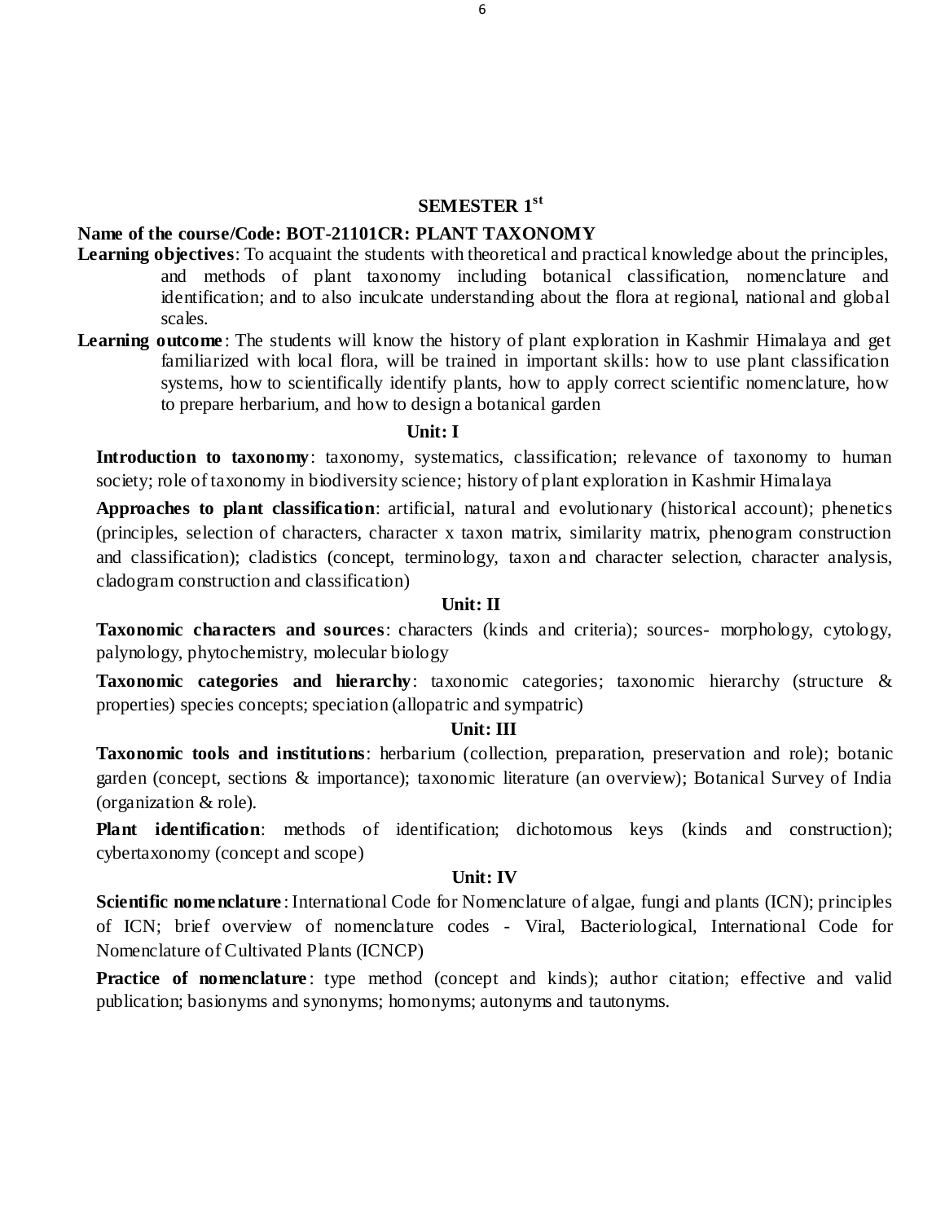## SEMESTER 1st

**Name of the course/Code: BOT-21101CR: PLANT TAXONOMY**

**Learning objectives**: To acquaint the students with theoretical and practical knowledge about the principles, and methods of plant taxonomy including botanical classification, nomenclature and identification; and to also inculcate understanding about the flora at regional, national and global scales.

**Learning outcome**: The students will know the history of plant exploration in Kashmir Himalaya and get familiarized with local flora, will be trained in important skills: how to use plant classification systems, how to scientifically identify plants, how to apply correct scientific nomenclature, how to prepare herbarium, and how to design a botanical garden

### Unit: I

**Introduction to taxonomy**: taxonomy, systematics, classification; relevance of taxonomy to human society; role of taxonomy in biodiversity science; history of plant exploration in Kashmir Himalaya

**Approaches to plant classification**: artificial, natural and evolutionary (historical account); phenetics (principles, selection of characters, character x taxon matrix, similarity matrix, phenogram construction and classification); cladistics (concept, terminology, taxon and character selection, character analysis, cladogram construction and classification)

### Unit: II

**Taxonomic characters and sources**: characters (kinds and criteria); sources- morphology, cytology, palynology, phytochemistry, molecular biology

**Taxonomic categories and hierarchy**: taxonomic categories; taxonomic hierarchy (structure & properties) species concepts; speciation (allopatric and sympatric)

### Unit: III

**Taxonomic tools and institutions**: herbarium (collection, preparation, preservation and role); botanic garden (concept, sections & importance); taxonomic literature (an overview); Botanical Survey of India (organization & role).

**Plant identification**: methods of identification; dichotomous keys (kinds and construction); cybertaxonomy (concept and scope)

### Unit: IV

**Scientific nomenclature**: International Code for Nomenclature of algae, fungi and plants (ICN); principles of ICN; brief overview of nomenclature codes - Viral, Bacteriological, International Code for Nomenclature of Cultivated Plants (ICNCP)

**Practice of nomenclature**: type method (concept and kinds); author citation; effective and valid publication; basionyms and synonyms; homonyms; autonyms and tautonyms.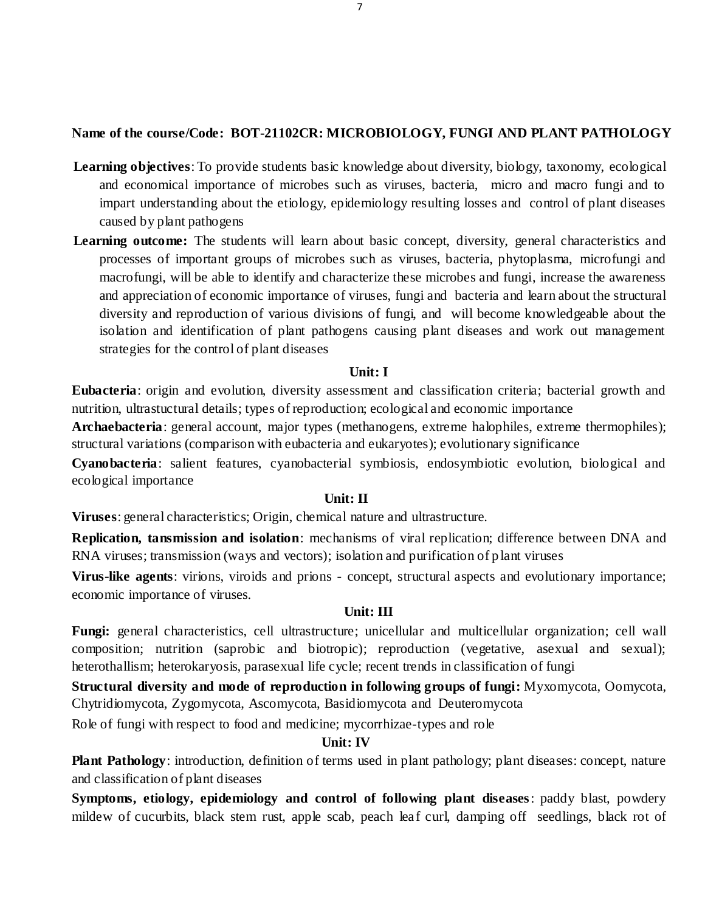**Name of the course/Code: BOT-21102CR: MICROBIOLOGY, FUNGI AND PLANT PATHOLOGY**

**Learning objectives**: To provide students basic knowledge about diversity, biology, taxonomy, ecological and economical importance of microbes such as viruses, bacteria, micro and macro fungi and to impart understanding about the etiology, epidemiology resulting losses and control of plant diseases caused by plant pathogens

**Learning outcome:** The students will learn about basic concept, diversity, general characteristics and processes of important groups of microbes such as viruses, bacteria, phytoplasma, microfungi and macrofungi, will be able to identify and characterize these microbes and fungi, increase the awareness and appreciation of economic importance of viruses, fungi and bacteria and learn about the structural diversity and reproduction of various divisions of fungi, and will become knowledgeable about the isolation and identification of plant pathogens causing plant diseases and work out management strategies for the control of plant diseases

**Unit: I**

**Eubacteria**: origin and evolution, diversity assessment and classification criteria; bacterial growth and nutrition, ultrastuctural details; types of reproduction; ecological and economic importance

**Archaebacteria**: general account, major types (methanogens, extreme halophiles, extreme thermophiles); structural variations (comparison with eubacteria and eukaryotes); evolutionary significance

**Cyanobacteria**: salient features, cyanobacterial symbiosis, endosymbiotic evolution, biological and ecological importance

**Unit: II**

**Viruses**: general characteristics; Origin, chemical nature and ultrastructure.

**Replication, tansmission and isolation**: mechanisms of viral replication; difference between DNA and RNA viruses; transmission (ways and vectors); isolation and purification of plant viruses

**Virus-like agents**: virions, viroids and prions - concept, structural aspects and evolutionary importance; economic importance of viruses.

**Unit: III**

**Fungi:** general characteristics, cell ultrastructure; unicellular and multicellular organization; cell wall composition; nutrition (saprobic and biotropic); reproduction (vegetative, asexual and sexual); heterothallism; heterokaryosis, parasexual life cycle; recent trends in classification of fungi

**Structural diversity and mode of reproduction in following groups of fungi:** Myxomycota, Oomycota, Chytridiomycota, Zygomycota, Ascomycota, Basidiomycota and Deuteromycota

Role of fungi with respect to food and medicine; mycorrhizae-types and role

**Unit: IV**

**Plant Pathology**: introduction, definition of terms used in plant pathology; plant diseases: concept, nature and classification of plant diseases

**Symptoms, etiology, epidemiology and control of following plant diseases**: paddy blast, powdery mildew of cucurbits, black stem rust, apple scab, peach leaf curl, damping off seedlings, black rot of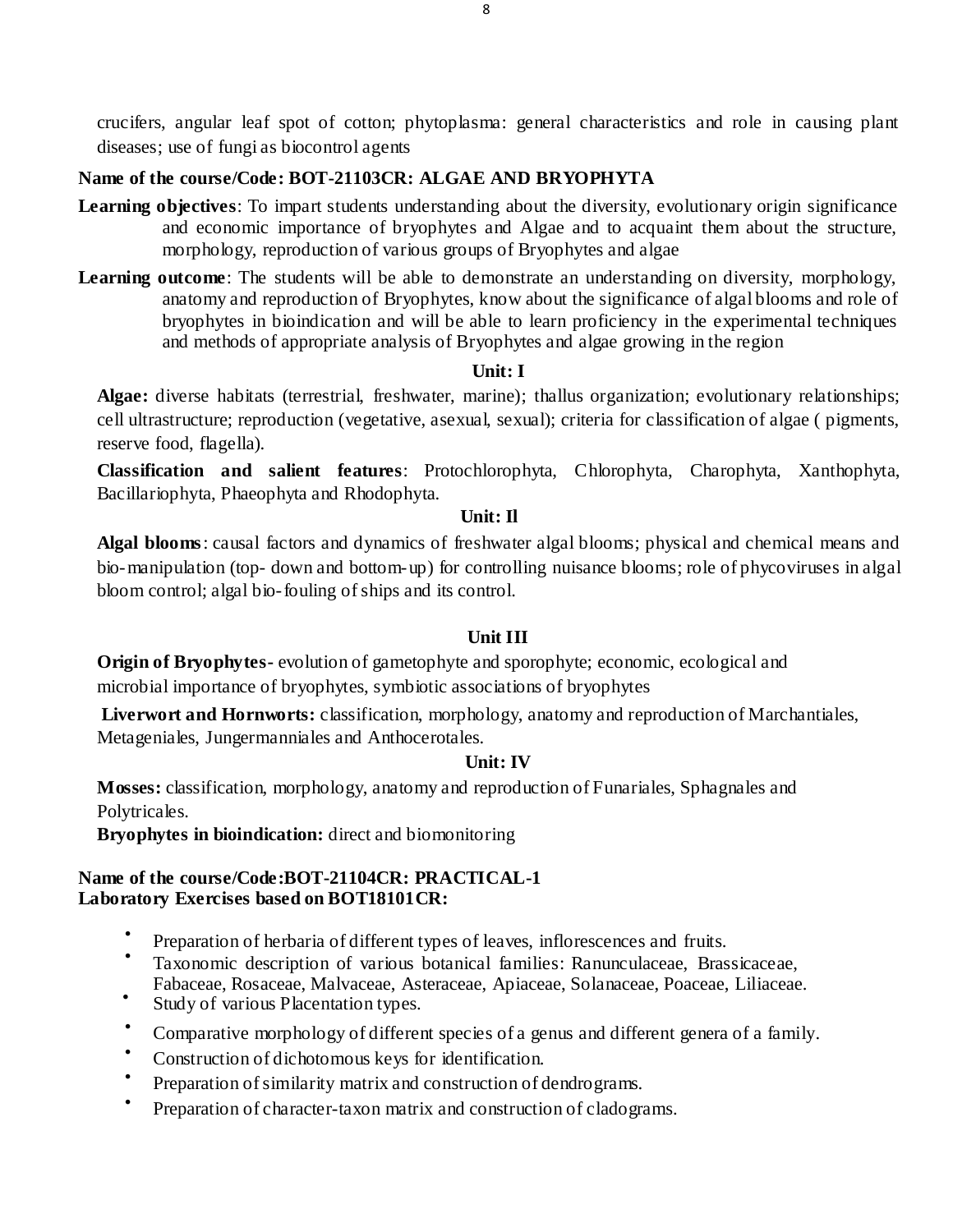crucifers, angular leaf spot of cotton; phytoplasma: general characteristics and role in causing plant diseases; use of fungi as biocontrol agents

**Name of the course/Code: BOT-21103CR: ALGAE AND BRYOPHYTA**

**Learning objectives**: To impart students understanding about the diversity, evolutionary origin significance and economic importance of bryophytes and Algae and to acquaint them about the structure, morphology, reproduction of various groups of Bryophytes and algae

**Learning outcome**: The students will be able to demonstrate an understanding on diversity, morphology, anatomy and reproduction of Bryophytes, know about the significance of algal blooms and role of bryophytes in bioindication and will be able to learn proficiency in the experimental techniques and methods of appropriate analysis of Bryophytes and algae growing in the region

**Unit: I**

**Algae:** diverse habitats (terrestrial, freshwater, marine); thallus organization; evolutionary relationships; cell ultrastructure; reproduction (vegetative, asexual, sexual); criteria for classification of algae ( pigments, reserve food, flagella).

**Classification and salient features**: Protochlorophyta, Chlorophyta, Charophyta, Xanthophyta, Bacillariophyta, Phaeophyta and Rhodophyta.

**Unit: Il**

**Algal blooms**: causal factors and dynamics of freshwater algal blooms; physical and chemical means and bio-manipulation (top- down and bottom-up) for controlling nuisance blooms; role of phycoviruses in algal bloom control; algal bio-fouling of ships and its control.

**Unit III**

**Origin of Bryophytes-** evolution of gametophyte and sporophyte; economic, ecological and microbial importance of bryophytes, symbiotic associations of bryophytes

**Liverwort and Hornworts:** classification, morphology, anatomy and reproduction of Marchantiales, Metageniales, Jungermanniales and Anthocerotales.

**Unit: IV**

**Mosses:** classification, morphology, anatomy and reproduction of Funariales, Sphagnales and Polytricales.

**Bryophytes in bioindication:** direct and biomonitoring

**Name of the course/Code:BOT-21104CR: PRACTICAL-1**
**Laboratory Exercises based on BOT18101CR:**

- Preparation of herbaria of different types of leaves, inflorescences and fruits.
- Taxonomic description of various botanical families: Ranunculaceae, Brassicaceae, Fabaceae, Rosaceae, Malvaceae, Asteraceae, Apiaceae, Solanaceae, Poaceae, Liliaceae.
- Study of various Placentation types.
- Comparative morphology of different species of a genus and different genera of a family.
- Construction of dichotomous keys for identification.
- Preparation of similarity matrix and construction of dendrograms.
- Preparation of character-taxon matrix and construction of cladograms.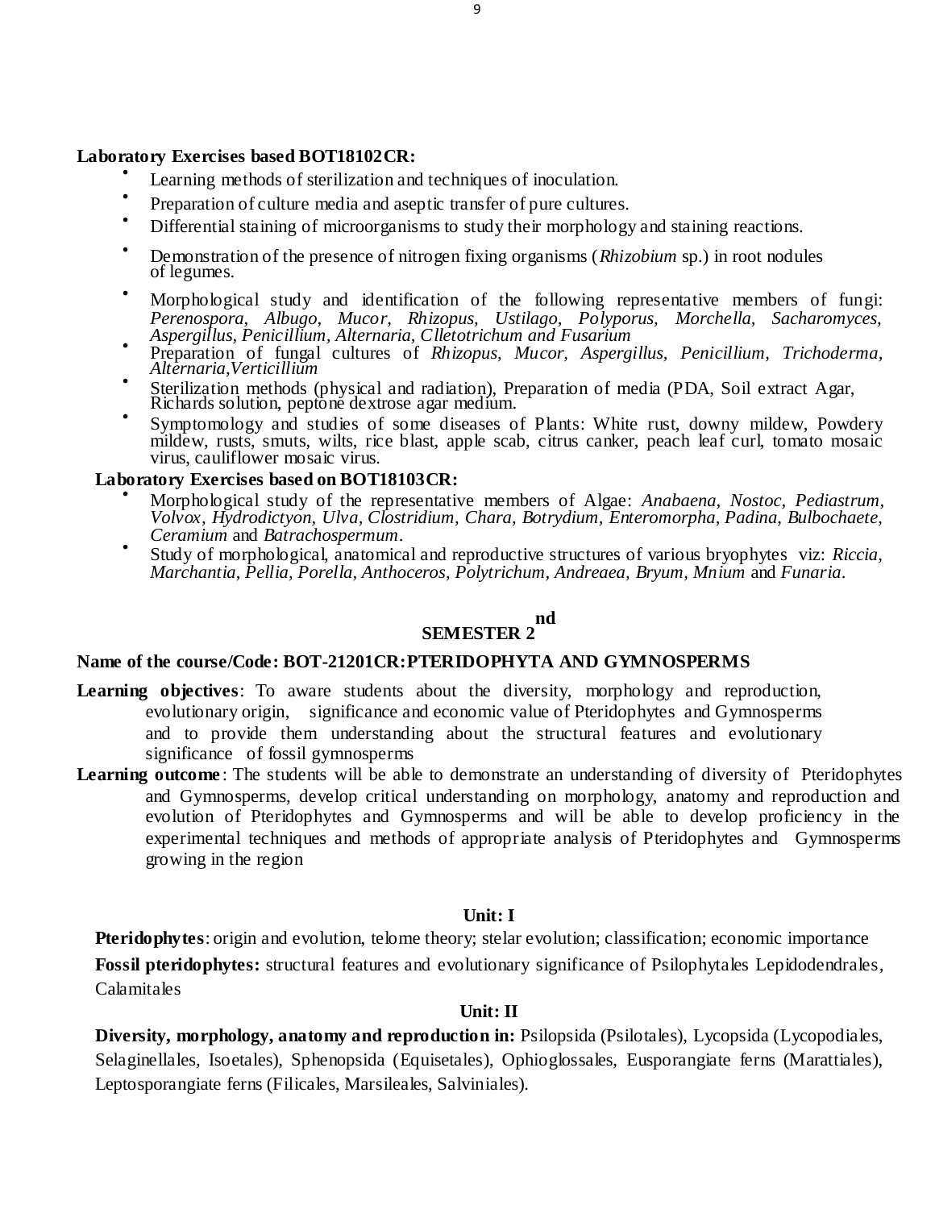**Laboratory Exercises based BOT18102CR:**

- Learning methods of sterilization and techniques of inoculation.
- Preparation of culture media and aseptic transfer of pure cultures.
- Differential staining of microorganisms to study their morphology and staining reactions.
- Demonstration of the presence of nitrogen fixing organisms (*Rhizobium* sp.) in root nodules of legumes.
- Morphological study and identification of the following representative members of fungi: *Perenospora, Albugo, Mucor, Rhizopus, Ustilago, Polyporus, Morchella, Sacharomyces, Aspergillus, Penicillium, Alternaria, Clletotrichum and Fusarium*
- Preparation of fungal cultures of *Rhizopus, Mucor, Aspergillus, Penicillium, Trichoderma, Alternaria,Verticillium*
- Sterilization methods (physical and radiation), Preparation of media (PDA, Soil extract Agar, Richards solution, peptone dextrose agar medium.
- Symptomology and studies of some diseases of Plants: White rust, downy mildew, Powdery mildew, rusts, smuts, wilts, rice blast, apple scab, citrus canker, peach leaf curl, tomato mosaic virus, cauliflower mosaic virus.

**Laboratory Exercises based on BOT18103CR:**

- Morphological study of the representative members of Algae: *Anabaena, Nostoc, Pediastrum, Volvox, Hydrodictyon, Ulva, Clostridium, Chara, Botrydium, Enteromorpha, Padina, Bulbochaete, Ceramium* and *Batrachospermum*.
- Study of morphological, anatomical and reproductive structures of various bryophytes viz: *Riccia, Marchantia, Pellia, Porella, Anthoceros, Polytrichum, Andreaea, Bryum, Mnium* and *Funaria*.

## SEMESTER 2nd

**Name of the course/Code: BOT-21201CR:PTERIDOPHYTA AND GYMNOSPERMS**

**Learning objectives**: To aware students about the diversity, morphology and reproduction, evolutionary origin, significance and economic value of Pteridophytes and Gymnosperms and to provide them understanding about the structural features and evolutionary significance of fossil gymnosperms

**Learning outcome**: The students will be able to demonstrate an understanding of diversity of Pteridophytes and Gymnosperms, develop critical understanding on morphology, anatomy and reproduction and evolution of Pteridophytes and Gymnosperms and will be able to develop proficiency in the experimental techniques and methods of appropriate analysis of Pteridophytes and Gymnosperms growing in the region

### Unit: I

**Pteridophytes**: origin and evolution, telome theory; stelar evolution; classification; economic importance

**Fossil pteridophytes:** structural features and evolutionary significance of Psilophytales Lepidodendrales, Calamitales

### Unit: II

**Diversity, morphology, anatomy and reproduction in:** Psilopsida (Psilotales), Lycopsida (Lycopodiales, Selaginellales, Isoetales), Sphenopsida (Equisetales), Ophioglossales, Eusporangiate ferns (Marattiales), Leptosporangiate ferns (Filicales, Marsileales, Salviniales).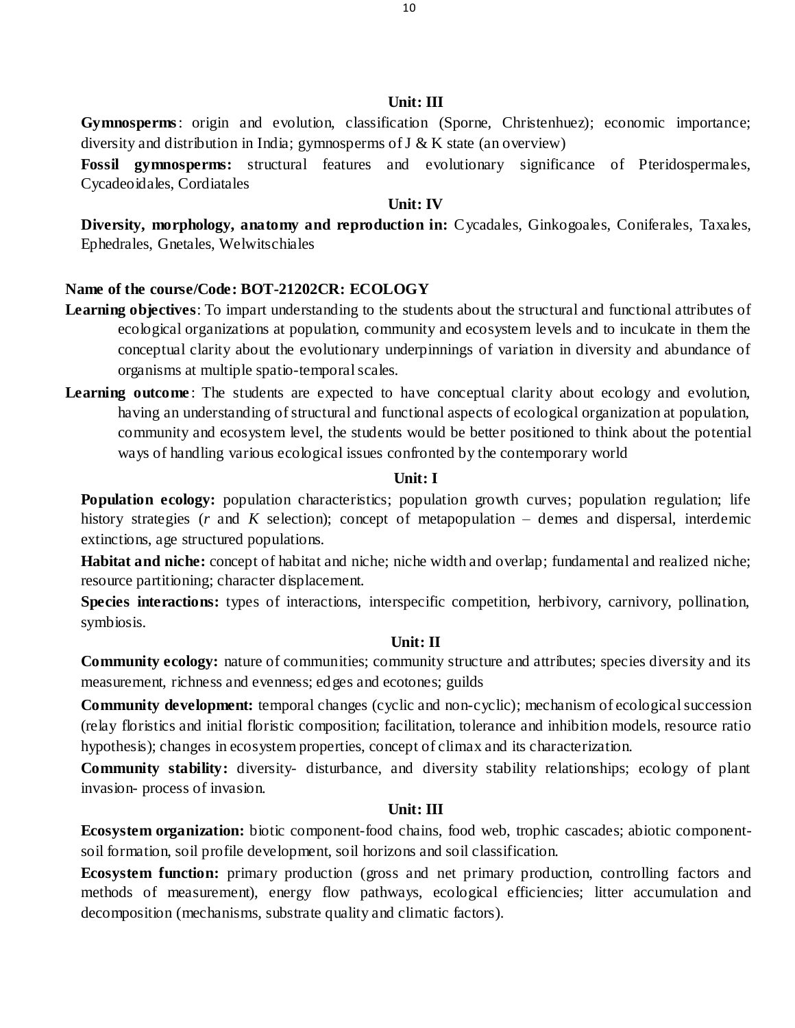### Unit: III

**Gymnosperms**: origin and evolution, classification (Sporne, Christenhuez); economic importance; diversity and distribution in India; gymnosperms of J & K state (an overview)

**Fossil gymnosperms:** structural features and evolutionary significance of Pteridospermales, Cycadeoidales, Cordiatales

### Unit: IV

**Diversity, morphology, anatomy and reproduction in:** Cycadales, Ginkogoales, Coniferales, Taxales, Ephedrales, Gnetales, Welwitschiales

## Name of the course/Code: BOT-21202CR: ECOLOGY

**Learning objectives**: To impart understanding to the students about the structural and functional attributes of ecological organizations at population, community and ecosystem levels and to inculcate in them the conceptual clarity about the evolutionary underpinnings of variation in diversity and abundance of organisms at multiple spatio-temporal scales.

**Learning outcome**: The students are expected to have conceptual clarity about ecology and evolution, having an understanding of structural and functional aspects of ecological organization at population, community and ecosystem level, the students would be better positioned to think about the potential ways of handling various ecological issues confronted by the contemporary world

### Unit: I

**Population ecology:** population characteristics; population growth curves; population regulation; life history strategies (*r* and *K* selection); concept of metapopulation – demes and dispersal, interdemic extinctions, age structured populations.

**Habitat and niche:** concept of habitat and niche; niche width and overlap; fundamental and realized niche; resource partitioning; character displacement.

**Species interactions:** types of interactions, interspecific competition, herbivory, carnivory, pollination, symbiosis.

### Unit: II

**Community ecology:** nature of communities; community structure and attributes; species diversity and its measurement, richness and evenness; edges and ecotones; guilds

**Community development:** temporal changes (cyclic and non-cyclic); mechanism of ecological succession (relay floristics and initial floristic composition; facilitation, tolerance and inhibition models, resource ratio hypothesis); changes in ecosystem properties, concept of climax and its characterization.

**Community stability:** diversity- disturbance, and diversity stability relationships; ecology of plant invasion- process of invasion.

### Unit: III

**Ecosystem organization:** biotic component-food chains, food web, trophic cascades; abiotic component-soil formation, soil profile development, soil horizons and soil classification.

**Ecosystem function:** primary production (gross and net primary production, controlling factors and methods of measurement), energy flow pathways, ecological efficiencies; litter accumulation and decomposition (mechanisms, substrate quality and climatic factors).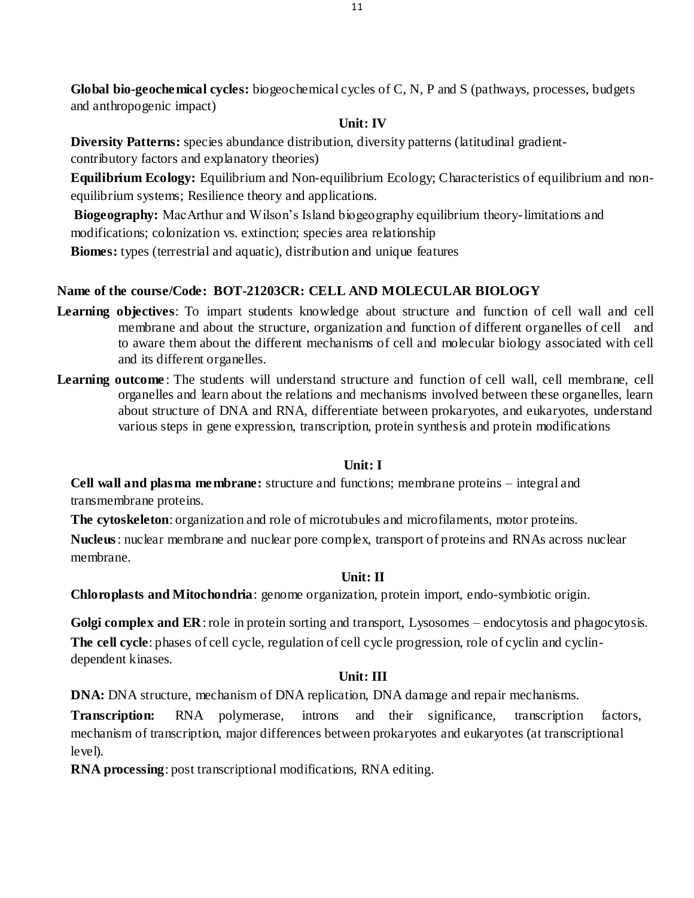**Global bio-geochemical cycles:** biogeochemical cycles of C, N, P and S (pathways, processes, budgets and anthropogenic impact)

### Unit: IV

**Diversity Patterns:** species abundance distribution, diversity patterns (latitudinal gradient-contributory factors and explanatory theories)

**Equilibrium Ecology:** Equilibrium and Non-equilibrium Ecology; Characteristics of equilibrium and non-equilibrium systems; Resilience theory and applications.

**Biogeography:** MacArthur and Wilson's Island biogeography equilibrium theory-limitations and modifications; colonization vs. extinction; species area relationship

**Biomes:** types (terrestrial and aquatic), distribution and unique features

## Name of the course/Code: BOT-21203CR: CELL AND MOLECULAR BIOLOGY

**Learning objectives**: To impart students knowledge about structure and function of cell wall and cell membrane and about the structure, organization and function of different organelles of cell and to aware them about the different mechanisms of cell and molecular biology associated with cell and its different organelles.

**Learning outcome**: The students will understand structure and function of cell wall, cell membrane, cell organelles and learn about the relations and mechanisms involved between these organelles, learn about structure of DNA and RNA, differentiate between prokaryotes, and eukaryotes, understand various steps in gene expression, transcription, protein synthesis and protein modifications

### Unit: I

**Cell wall and plasma membrane:** structure and functions; membrane proteins – integral and transmembrane proteins.

**The cytoskeleton**: organization and role of microtubules and microfilaments, motor proteins.

**Nucleus**: nuclear membrane and nuclear pore complex, transport of proteins and RNAs across nuclear membrane.

### Unit: II

**Chloroplasts and Mitochondria**: genome organization, protein import, endo-symbiotic origin.

**Golgi complex and ER**: role in protein sorting and transport, Lysosomes – endocytosis and phagocytosis.

**The cell cycle**: phases of cell cycle, regulation of cell cycle progression, role of cyclin and cyclin-dependent kinases.

### Unit: III

**DNA:** DNA structure, mechanism of DNA replication, DNA damage and repair mechanisms.

**Transcription:** RNA polymerase, introns and their significance, transcription factors, mechanism of transcription, major differences between prokaryotes and eukaryotes (at transcriptional level).

**RNA processing**: post transcriptional modifications, RNA editing.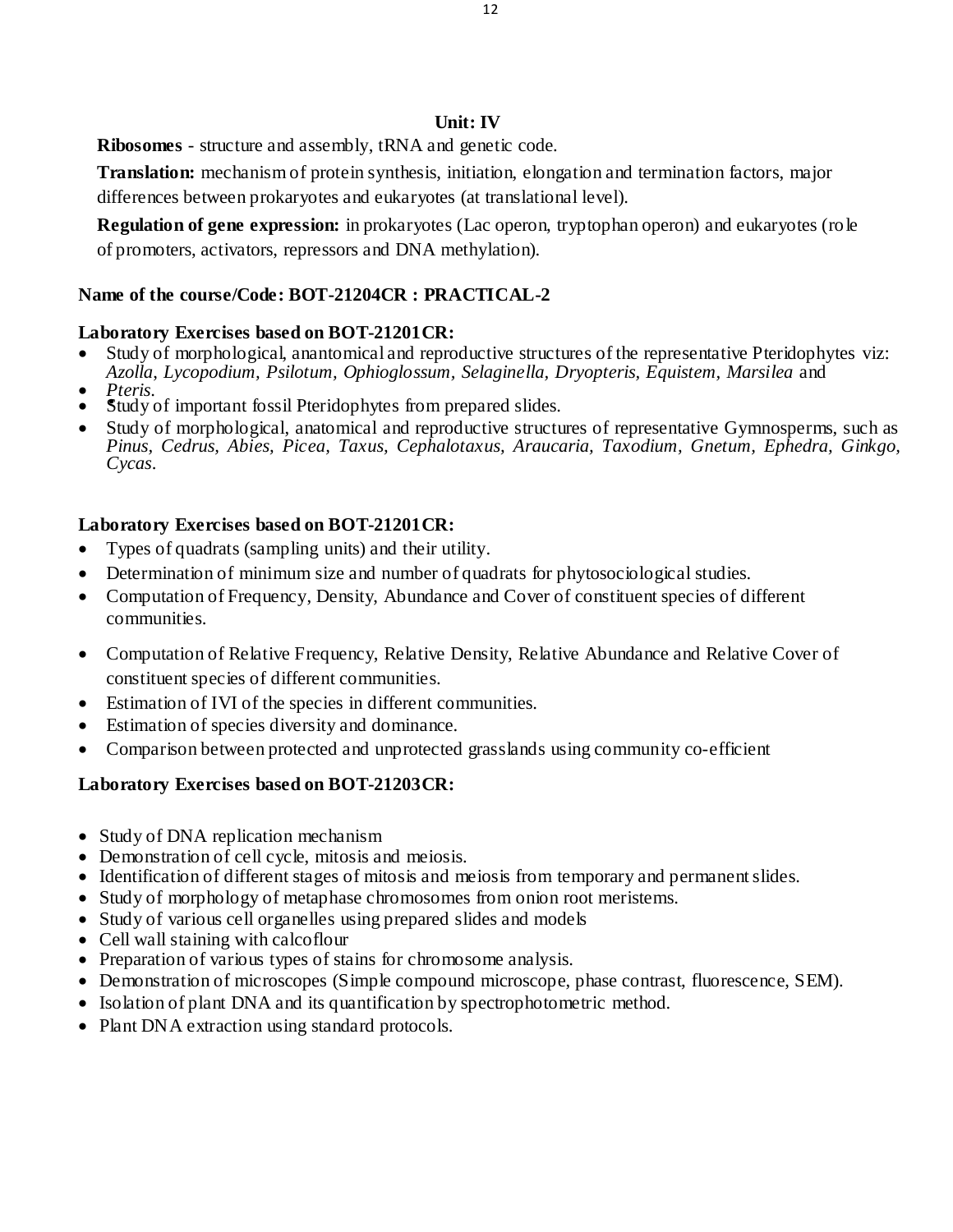**Unit: IV**

**Ribosomes** - structure and assembly, tRNA and genetic code.

**Translation:** mechanism of protein synthesis, initiation, elongation and termination factors, major differences between prokaryotes and eukaryotes (at translational level).

**Regulation of gene expression:** in prokaryotes (Lac operon, tryptophan operon) and eukaryotes (role of promoters, activators, repressors and DNA methylation).

**Name of the course/Code: BOT-21204CR : PRACTICAL-2**

**Laboratory Exercises based on BOT-21201CR:**

- Study of morphological, anantomical and reproductive structures of the representative Pteridophytes viz: *Azolla*, *Lycopodium*, *Psilotum*, *Ophioglossum*, *Selaginella*, *Dryopteris*, *Equistem*, *Marsilea* and
- *Pteris*.
- Study of important fossil Pteridophytes from prepared slides.
- Study of morphological, anatomical and reproductive structures of representative Gymnosperms, such as *Pinus*, *Cedrus*, *Abies*, *Picea*, *Taxus*, *Cephalotaxus*, *Araucaria*, *Taxodium*, *Gnetum*, *Ephedra*, *Ginkgo*, *Cycas*.

**Laboratory Exercises based on BOT-21201CR:**

- Types of quadrats (sampling units) and their utility.
- Determination of minimum size and number of quadrats for phytosociological studies.
- Computation of Frequency, Density, Abundance and Cover of constituent species of different communities.
- Computation of Relative Frequency, Relative Density, Relative Abundance and Relative Cover of constituent species of different communities.
- Estimation of IVI of the species in different communities.
- Estimation of species diversity and dominance.
- Comparison between protected and unprotected grasslands using community co-efficient

**Laboratory Exercises based on BOT-21203CR:**

- Study of DNA replication mechanism
- Demonstration of cell cycle, mitosis and meiosis.
- Identification of different stages of mitosis and meiosis from temporary and permanent slides.
- Study of morphology of metaphase chromosomes from onion root meristems.
- Study of various cell organelles using prepared slides and models
- Cell wall staining with calcoflour
- Preparation of various types of stains for chromosome analysis.
- Demonstration of microscopes (Simple compound microscope, phase contrast, fluorescence, SEM).
- Isolation of plant DNA and its quantification by spectrophotometric method.
- Plant DNA extraction using standard protocols.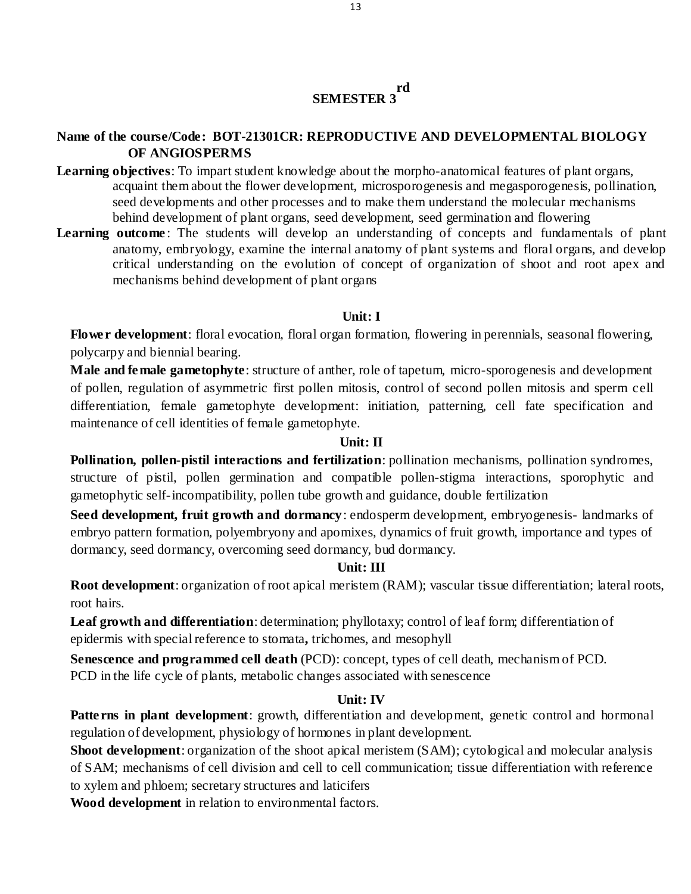# SEMESTER 3rd

**Name of the course/Code: BOT-21301CR: REPRODUCTIVE AND DEVELOPMENTAL BIOLOGY OF ANGIOSPERMS**

**Learning objectives**: To impart student knowledge about the morpho-anatomical features of plant organs, acquaint them about the flower development, microsporogenesis and megasporogenesis, pollination, seed developments and other processes and to make them understand the molecular mechanisms behind development of plant organs, seed development, seed germination and flowering

**Learning outcome**: The students will develop an understanding of concepts and fundamentals of plant anatomy, embryology, examine the internal anatomy of plant systems and floral organs, and develop critical understanding on the evolution of concept of organization of shoot and root apex and mechanisms behind development of plant organs

### Unit: I

**Flower development**: floral evocation, floral organ formation, flowering in perennials, seasonal flowering, polycarpy and biennial bearing.

**Male and female gametophyte**: structure of anther, role of tapetum, micro-sporogenesis and development of pollen, regulation of asymmetric first pollen mitosis, control of second pollen mitosis and sperm cell differentiation, female gametophyte development: initiation, patterning, cell fate specification and maintenance of cell identities of female gametophyte.

### Unit: II

**Pollination, pollen-pistil interactions and fertilization**: pollination mechanisms, pollination syndromes, structure of pistil, pollen germination and compatible pollen-stigma interactions, sporophytic and gametophytic self-incompatibility, pollen tube growth and guidance, double fertilization

**Seed development, fruit growth and dormancy**: endosperm development, embryogenesis- landmarks of embryo pattern formation, polyembryony and apomixes, dynamics of fruit growth, importance and types of dormancy, seed dormancy, overcoming seed dormancy, bud dormancy.

### Unit: III

**Root development**: organization of root apical meristem (RAM); vascular tissue differentiation; lateral roots, root hairs.

**Leaf growth and differentiation**: determination; phyllotaxy; control of leaf form; differentiation of epidermis with special reference to stomata**,** trichomes, and mesophyll

**Senescence and programmed cell death** (PCD): concept, types of cell death, mechanism of PCD. PCD in the life cycle of plants, metabolic changes associated with senescence

### Unit: IV

**Patterns in plant development**: growth, differentiation and development, genetic control and hormonal regulation of development, physiology of hormones in plant development.

**Shoot development**: organization of the shoot apical meristem (SAM); cytological and molecular analysis of SAM; mechanisms of cell division and cell to cell communication; tissue differentiation with reference to xylem and phloem; secretary structures and laticifers

**Wood development** in relation to environmental factors.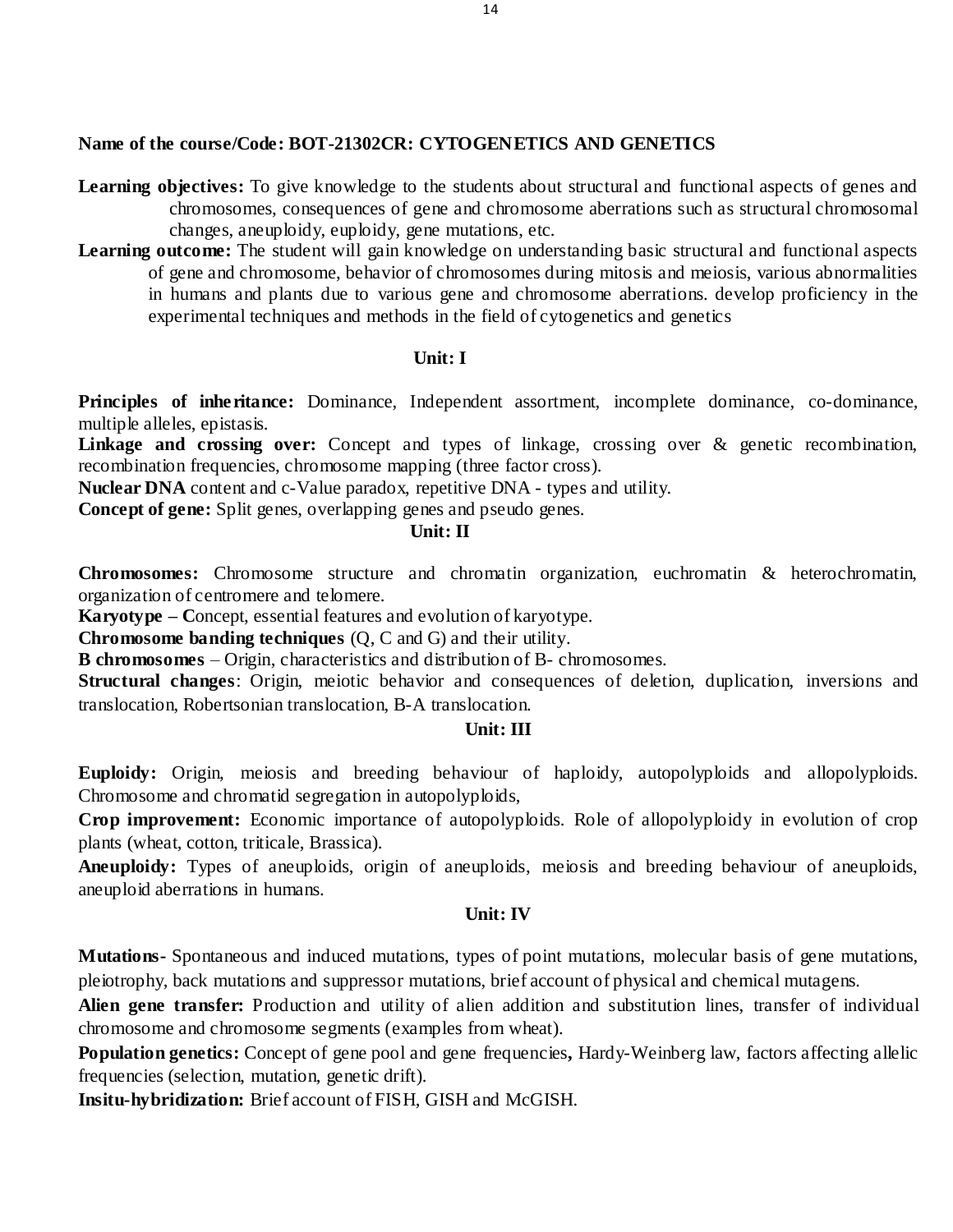**Name of the course/Code: BOT-21302CR: CYTOGENETICS AND GENETICS**

**Learning objectives:** To give knowledge to the students about structural and functional aspects of genes and chromosomes, consequences of gene and chromosome aberrations such as structural chromosomal changes, aneuploidy, euploidy, gene mutations, etc.

**Learning outcome:** The student will gain knowledge on understanding basic structural and functional aspects of gene and chromosome, behavior of chromosomes during mitosis and meiosis, various abnormalities in humans and plants due to various gene and chromosome aberrations. develop proficiency in the experimental techniques and methods in the field of cytogenetics and genetics

### Unit: I

**Principles of inheritance:** Dominance, Independent assortment, incomplete dominance, co-dominance, multiple alleles, epistasis.

**Linkage and crossing over:** Concept and types of linkage, crossing over & genetic recombination, recombination frequencies, chromosome mapping (three factor cross).

**Nuclear DNA** content and c-Value paradox, repetitive DNA - types and utility.

**Concept of gene:** Split genes, overlapping genes and pseudo genes.

### Unit: II

**Chromosomes:** Chromosome structure and chromatin organization, euchromatin & heterochromatin, organization of centromere and telomere.

**Karyotype – C**oncept, essential features and evolution of karyotype.

**Chromosome banding techniques** (Q, C and G) and their utility.

**B chromosomes** – Origin, characteristics and distribution of B- chromosomes.

**Structural changes**: Origin, meiotic behavior and consequences of deletion, duplication, inversions and translocation, Robertsonian translocation, B-A translocation.

### Unit: III

**Euploidy:** Origin, meiosis and breeding behaviour of haploidy, autopolyploids and allopolyploids. Chromosome and chromatid segregation in autopolyploids,

**Crop improvement:** Economic importance of autopolyploids. Role of allopolyploidy in evolution of crop plants (wheat, cotton, triticale, Brassica).

**Aneuploidy:** Types of aneuploids, origin of aneuploids, meiosis and breeding behaviour of aneuploids, aneuploid aberrations in humans.

### Unit: IV

**Mutations**- Spontaneous and induced mutations, types of point mutations, molecular basis of gene mutations, pleiotrophy, back mutations and suppressor mutations, brief account of physical and chemical mutagens.

**Alien gene transfer:** Production and utility of alien addition and substitution lines, transfer of individual chromosome and chromosome segments (examples from wheat).

**Population genetics:** Concept of gene pool and gene frequencies**,** Hardy-Weinberg law, factors affecting allelic frequencies (selection, mutation, genetic drift).

**Insitu-hybridization:** Brief account of FISH, GISH and McGISH.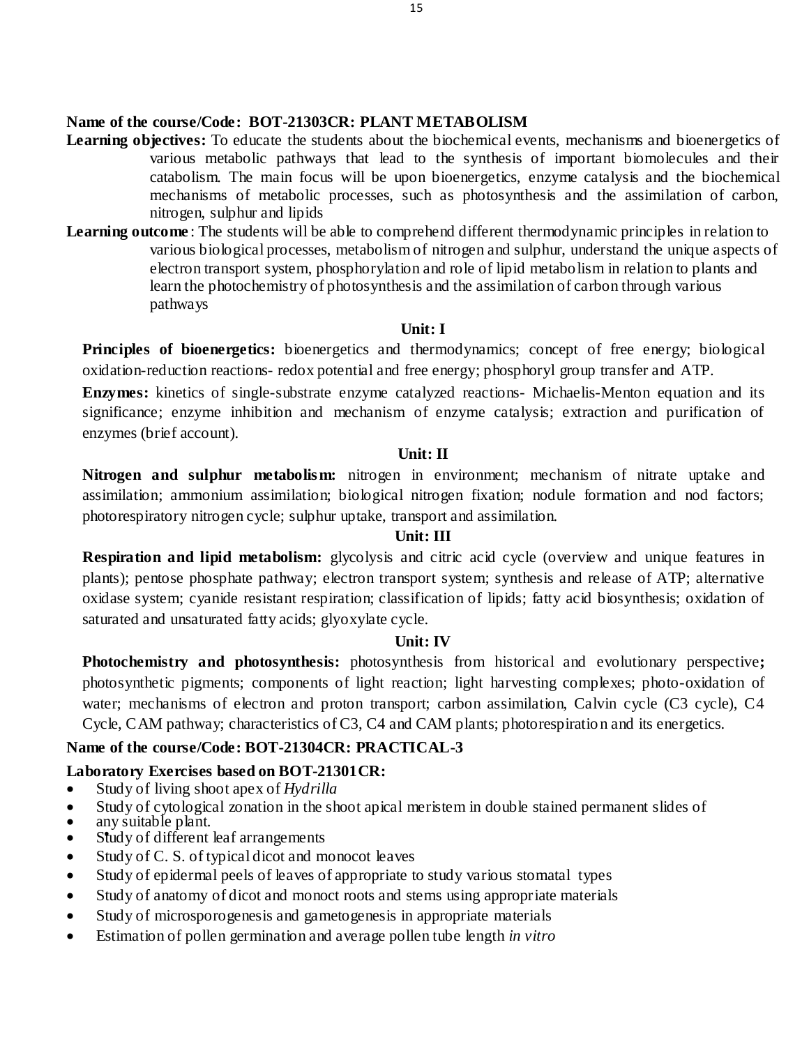**Name of the course/Code: BOT-21303CR: PLANT METABOLISM**

**Learning objectives:** To educate the students about the biochemical events, mechanisms and bioenergetics of various metabolic pathways that lead to the synthesis of important biomolecules and their catabolism. The main focus will be upon bioenergetics, enzyme catalysis and the biochemical mechanisms of metabolic processes, such as photosynthesis and the assimilation of carbon, nitrogen, sulphur and lipids

**Learning outcome**: The students will be able to comprehend different thermodynamic principles in relation to various biological processes, metabolism of nitrogen and sulphur, understand the unique aspects of electron transport system, phosphorylation and role of lipid metabolism in relation to plants and learn the photochemistry of photosynthesis and the assimilation of carbon through various pathways

### Unit: I

**Principles of bioenergetics:** bioenergetics and thermodynamics; concept of free energy; biological oxidation-reduction reactions- redox potential and free energy; phosphoryl group transfer and ATP.

**Enzymes:** kinetics of single-substrate enzyme catalyzed reactions- Michaelis-Menton equation and its significance; enzyme inhibition and mechanism of enzyme catalysis; extraction and purification of enzymes (brief account).

### Unit: II

**Nitrogen and sulphur metabolism:** nitrogen in environment; mechanism of nitrate uptake and assimilation; ammonium assimilation; biological nitrogen fixation; nodule formation and nod factors; photorespiratory nitrogen cycle; sulphur uptake, transport and assimilation.

### Unit: III

**Respiration and lipid metabolism:** glycolysis and citric acid cycle (overview and unique features in plants); pentose phosphate pathway; electron transport system; synthesis and release of ATP; alternative oxidase system; cyanide resistant respiration; classification of lipids; fatty acid biosynthesis; oxidation of saturated and unsaturated fatty acids; glyoxylate cycle.

### Unit: IV

**Photochemistry and photosynthesis:** photosynthesis from historical and evolutionary perspective**;** photosynthetic pigments; components of light reaction; light harvesting complexes; photo-oxidation of water; mechanisms of electron and proton transport; carbon assimilation, Calvin cycle (C3 cycle), C4 Cycle, CAM pathway; characteristics of C3, C4 and CAM plants; photorespiration and its energetics.

**Name of the course/Code: BOT-21304CR: PRACTICAL-3**

**Laboratory Exercises based on BOT-21301CR:**

- Study of living shoot apex of *Hydrilla*
- Study of cytological zonation in the shoot apical meristem in double stained permanent slides of any suitable plant.
- Study of different leaf arrangements
- Study of C. S. of typical dicot and monocot leaves
- Study of epidermal peels of leaves of appropriate to study various stomatal types
- Study of anatomy of dicot and monoct roots and stems using appropriate materials
- Study of microsporogenesis and gametogenesis in appropriate materials
- Estimation of pollen germination and average pollen tube length *in vitro*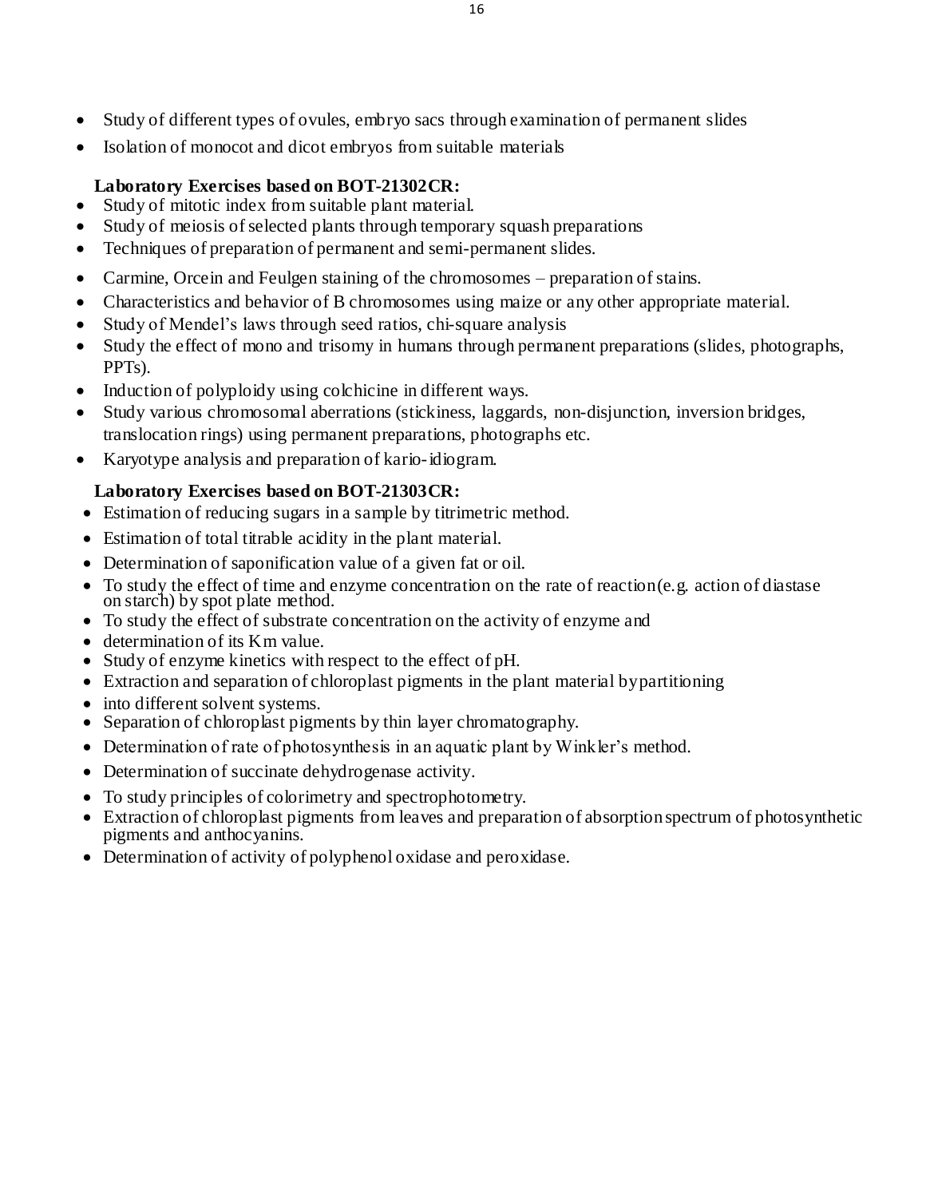- Study of different types of ovules, embryo sacs through examination of permanent slides
- Isolation of monocot and dicot embryos from suitable materials

**Laboratory Exercises based on BOT-21302CR:**

- Study of mitotic index from suitable plant material.
- Study of meiosis of selected plants through temporary squash preparations
- Techniques of preparation of permanent and semi-permanent slides.
- Carmine, Orcein and Feulgen staining of the chromosomes – preparation of stains.
- Characteristics and behavior of B chromosomes using maize or any other appropriate material.
- Study of Mendel's laws through seed ratios, chi-square analysis
- Study the effect of mono and trisomy in humans through permanent preparations (slides, photographs, PPTs).
- Induction of polyploidy using colchicine in different ways.
- Study various chromosomal aberrations (stickiness, laggards, non-disjunction, inversion bridges, translocation rings) using permanent preparations, photographs etc.
- Karyotype analysis and preparation of kario-idiogram.

**Laboratory Exercises based on BOT-21303CR:**

- Estimation of reducing sugars in a sample by titrimetric method.
- Estimation of total titrable acidity in the plant material.
- Determination of saponification value of a given fat or oil.
- To study the effect of time and enzyme concentration on the rate of reaction(e.g. action of diastase on starch) by spot plate method.
- To study the effect of substrate concentration on the activity of enzyme and
- determination of its Km value.
- Study of enzyme kinetics with respect to the effect of pH.
- Extraction and separation of chloroplast pigments in the plant material bypartitioning
- into different solvent systems.
- Separation of chloroplast pigments by thin layer chromatography.
- Determination of rate of photosynthesis in an aquatic plant by Winkler's method.
- Determination of succinate dehydrogenase activity.
- To study principles of colorimetry and spectrophotometry.
- Extraction of chloroplast pigments from leaves and preparation of absorption spectrum of photosynthetic pigments and anthocyanins.
- Determination of activity of polyphenol oxidase and peroxidase.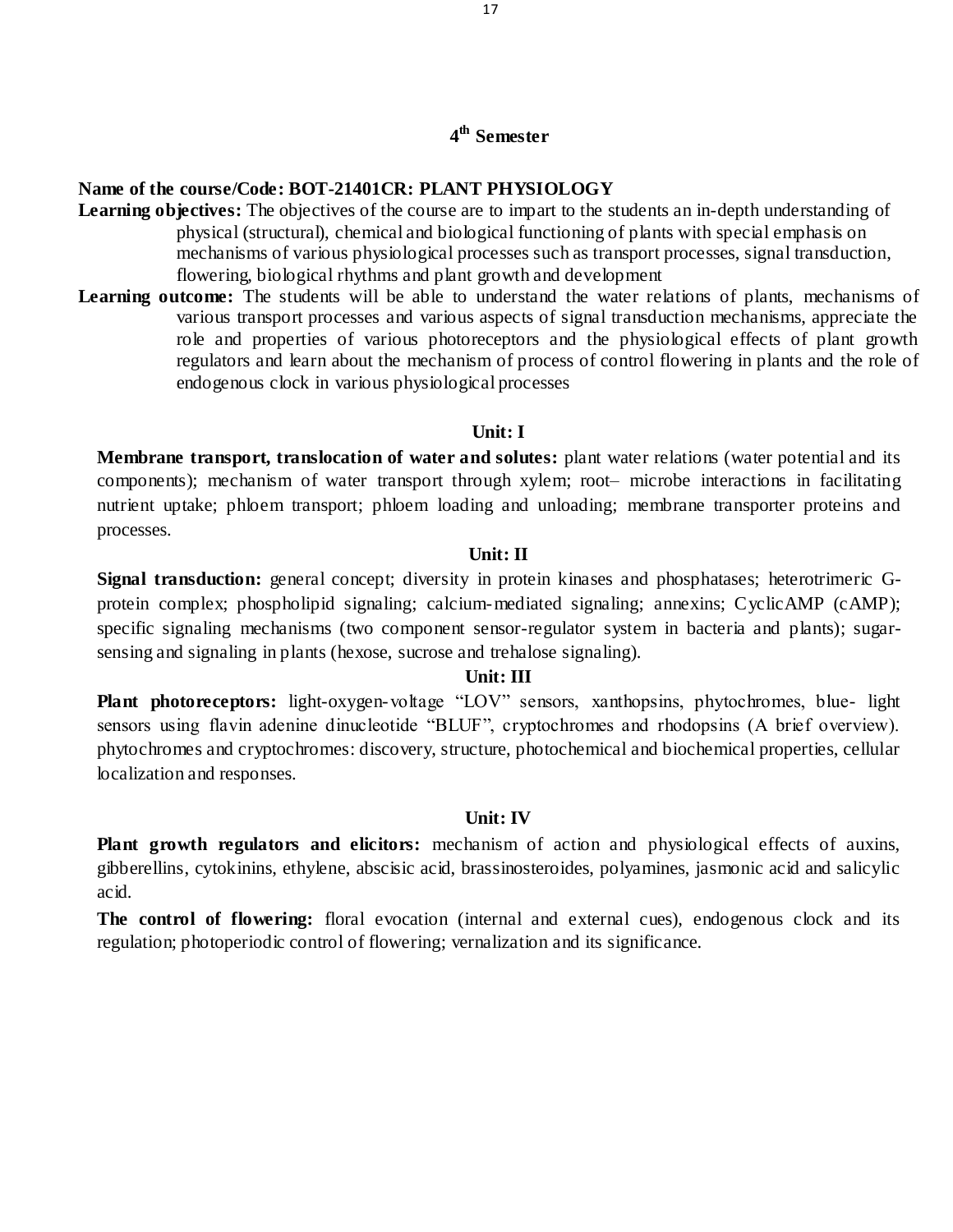## 4th Semester

**Name of the course/Code: BOT-21401CR: PLANT PHYSIOLOGY**

**Learning objectives:** The objectives of the course are to impart to the students an in-depth understanding of physical (structural), chemical and biological functioning of plants with special emphasis on mechanisms of various physiological processes such as transport processes, signal transduction, flowering, biological rhythms and plant growth and development

**Learning outcome:** The students will be able to understand the water relations of plants, mechanisms of various transport processes and various aspects of signal transduction mechanisms, appreciate the role and properties of various photoreceptors and the physiological effects of plant growth regulators and learn about the mechanism of process of control flowering in plants and the role of endogenous clock in various physiological processes

### Unit: I

**Membrane transport, translocation of water and solutes:** plant water relations (water potential and its components); mechanism of water transport through xylem; root– microbe interactions in facilitating nutrient uptake; phloem transport; phloem loading and unloading; membrane transporter proteins and processes.

### Unit: II

**Signal transduction:** general concept; diversity in protein kinases and phosphatases; heterotrimeric G-protein complex; phospholipid signaling; calcium-mediated signaling; annexins; CyclicAMP (cAMP); specific signaling mechanisms (two component sensor-regulator system in bacteria and plants); sugar-sensing and signaling in plants (hexose, sucrose and trehalose signaling).

### Unit: III

**Plant photoreceptors:** light-oxygen-voltage "LOV" sensors, xanthopsins, phytochromes, blue- light sensors using flavin adenine dinucleotide "BLUF", cryptochromes and rhodopsins (A brief overview). phytochromes and cryptochromes: discovery, structure, photochemical and biochemical properties, cellular localization and responses.

### Unit: IV

**Plant growth regulators and elicitors:** mechanism of action and physiological effects of auxins, gibberellins, cytokinins, ethylene, abscisic acid, brassinosteroides, polyamines, jasmonic acid and salicylic acid.

**The control of flowering:** floral evocation (internal and external cues), endogenous clock and its regulation; photoperiodic control of flowering; vernalization and its significance.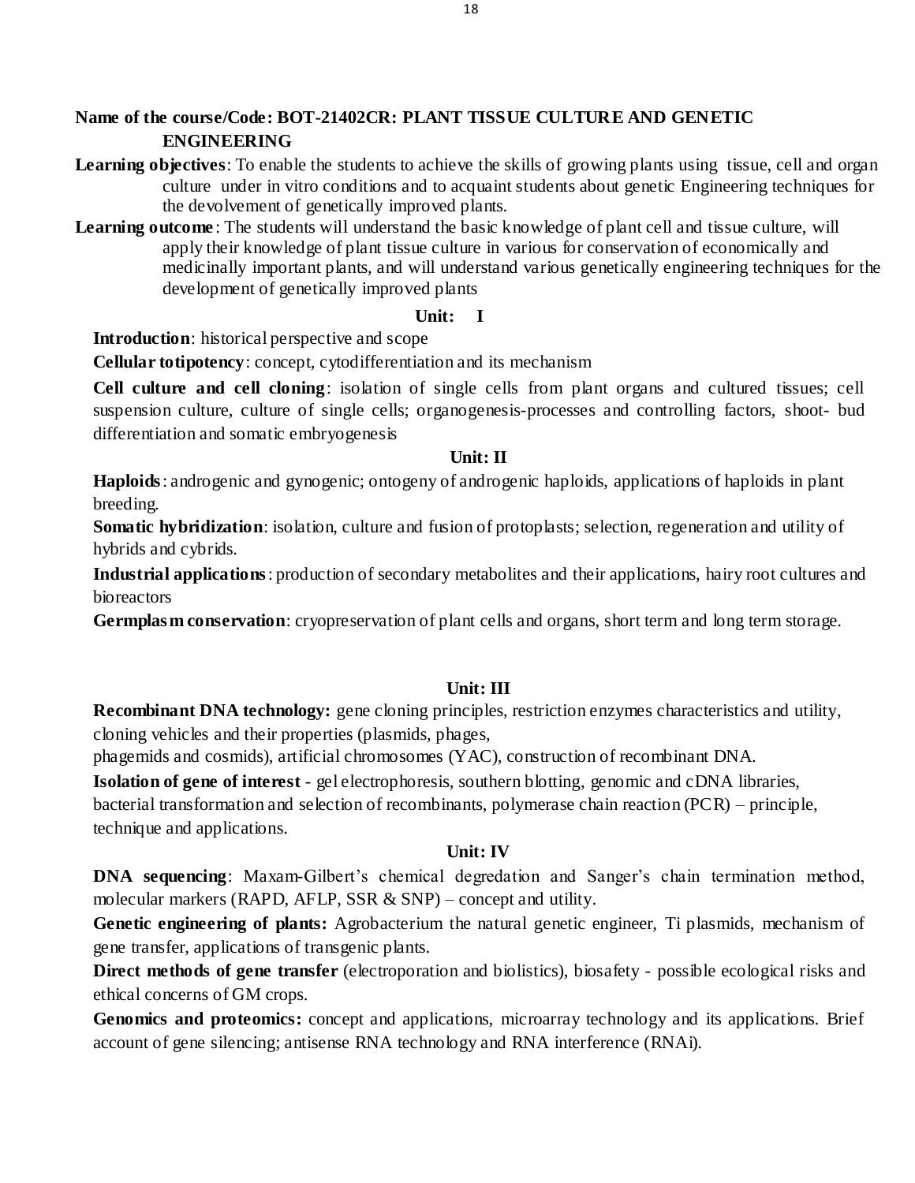**Name of the course/Code: BOT-21402CR: PLANT TISSUE CULTURE AND GENETIC ENGINEERING**

**Learning objectives**: To enable the students to achieve the skills of growing plants using tissue, cell and organ culture under in vitro conditions and to acquaint students about genetic Engineering techniques for the devolvement of genetically improved plants.

**Learning outcome**: The students will understand the basic knowledge of plant cell and tissue culture, will apply their knowledge of plant tissue culture in various for conservation of economically and medicinally important plants, and will understand various genetically engineering techniques for the development of genetically improved plants

### Unit: I

**Introduction**: historical perspective and scope

**Cellular totipotency**: concept, cytodifferentiation and its mechanism

**Cell culture and cell cloning**: isolation of single cells from plant organs and cultured tissues; cell suspension culture, culture of single cells; organogenesis-processes and controlling factors, shoot- bud differentiation and somatic embryogenesis

### Unit: II

**Haploids**: androgenic and gynogenic; ontogeny of androgenic haploids, applications of haploids in plant breeding.

**Somatic hybridization**: isolation, culture and fusion of protoplasts; selection, regeneration and utility of hybrids and cybrids.

**Industrial applications**: production of secondary metabolites and their applications, hairy root cultures and bioreactors

**Germplasm conservation**: cryopreservation of plant cells and organs, short term and long term storage.

### Unit: III

**Recombinant DNA technology:** gene cloning principles, restriction enzymes characteristics and utility, cloning vehicles and their properties (plasmids, phages, phagemids and cosmids), artificial chromosomes (YAC), construction of recombinant DNA.

**Isolation of gene of interest** - gel electrophoresis, southern blotting, genomic and cDNA libraries, bacterial transformation and selection of recombinants, polymerase chain reaction (PCR) – principle, technique and applications.

### Unit: IV

**DNA sequencing**: Maxam-Gilbert's chemical degredation and Sanger's chain termination method, molecular markers (RAPD, AFLP, SSR & SNP) – concept and utility.

**Genetic engineering of plants:** Agrobacterium the natural genetic engineer, Ti plasmids, mechanism of gene transfer, applications of transgenic plants.

**Direct methods of gene transfer** (electroporation and biolistics), biosafety - possible ecological risks and ethical concerns of GM crops.

**Genomics and proteomics:** concept and applications, microarray technology and its applications. Brief account of gene silencing; antisense RNA technology and RNA interference (RNAi).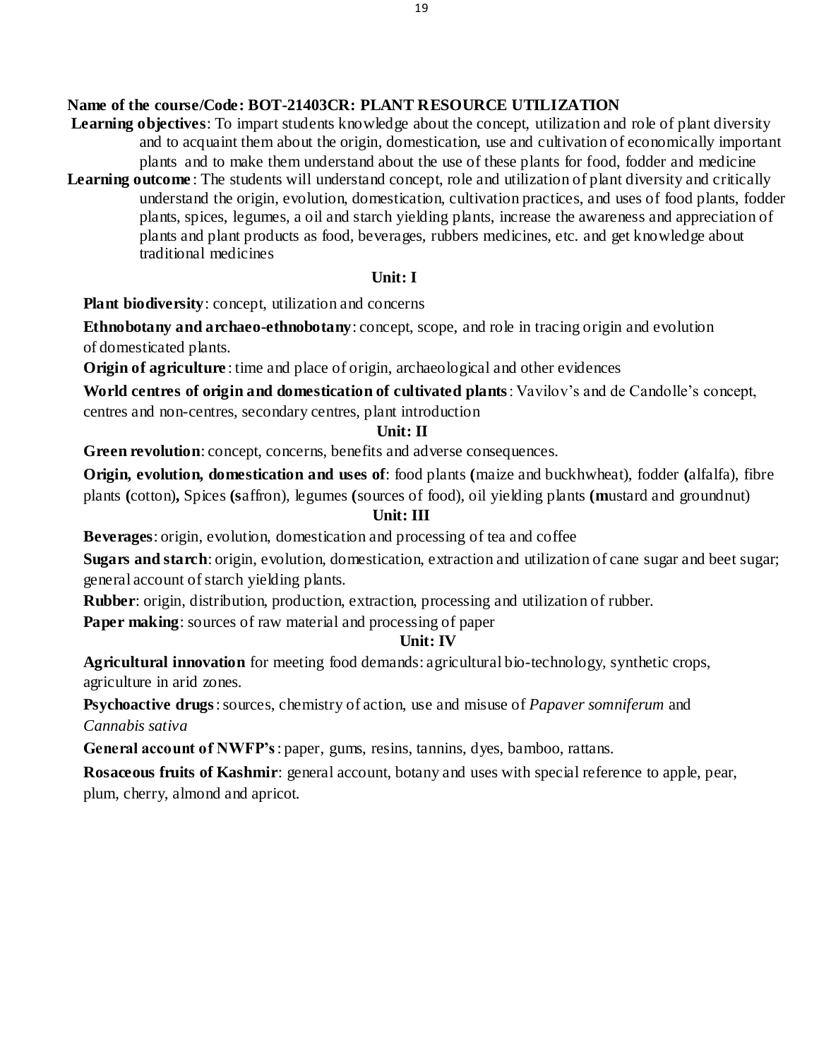**Name of the course/Code: BOT-21403CR: PLANT RESOURCE UTILIZATION**

**Learning objectives**: To impart students knowledge about the concept, utilization and role of plant diversity and to acquaint them about the origin, domestication, use and cultivation of economically important plants and to make them understand about the use of these plants for food, fodder and medicine

**Learning outcome**: The students will understand concept, role and utilization of plant diversity and critically understand the origin, evolution, domestication, cultivation practices, and uses of food plants, fodder plants, spices, legumes, a oil and starch yielding plants, increase the awareness and appreciation of plants and plant products as food, beverages, rubbers medicines, etc. and get knowledge about traditional medicines

**Unit: I**

**Plant biodiversity**: concept, utilization and concerns

**Ethnobotany and archaeo-ethnobotany**: concept, scope, and role in tracing origin and evolution of domesticated plants.

**Origin of agriculture**: time and place of origin, archaeological and other evidences

**World centres of origin and domestication of cultivated plants**: Vavilov's and de Candolle's concept, centres and non-centres, secondary centres, plant introduction

**Unit: II**

**Green revolution**: concept, concerns, benefits and adverse consequences.

**Origin, evolution, domestication and uses of**: food plants **(**maize and buckhwheat), fodder **(**alfalfa), fibre plants **(**cotton)**,** Spices **(s**affron), legumes **(**sources of food), oil yielding plants **(m**ustard and groundnut)

**Unit: III**

**Beverages**: origin, evolution, domestication and processing of tea and coffee

**Sugars and starch**: origin, evolution, domestication, extraction and utilization of cane sugar and beet sugar; general account of starch yielding plants.

**Rubber**: origin, distribution, production, extraction, processing and utilization of rubber.

**Paper making**: sources of raw material and processing of paper

**Unit: IV**

**Agricultural innovation** for meeting food demands: agricultural bio-technology, synthetic crops, agriculture in arid zones.

**Psychoactive drugs**: sources, chemistry of action, use and misuse of *Papaver somniferum* and *Cannabis sativa*

**General account of NWFP's**: paper, gums, resins, tannins, dyes, bamboo, rattans.

**Rosaceous fruits of Kashmir**: general account, botany and uses with special reference to apple, pear, plum, cherry, almond and apricot.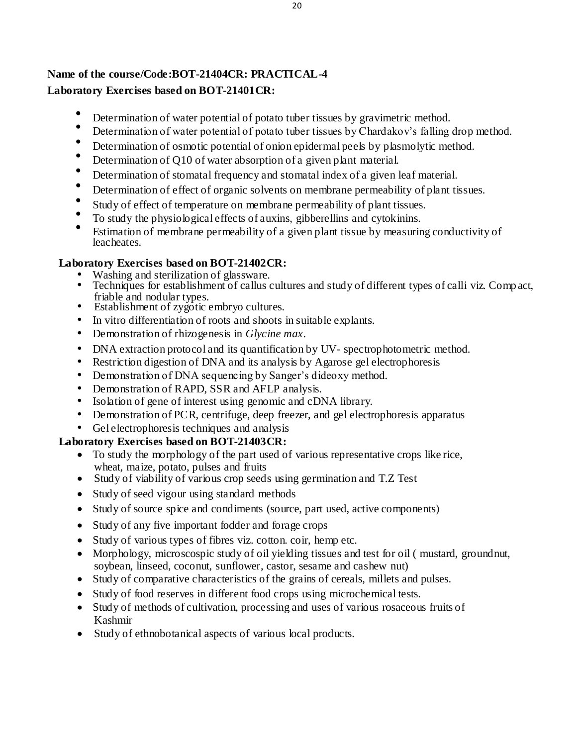**Name of the course/Code:BOT-21404CR: PRACTICAL-4**

**Laboratory Exercises based on BOT-21401CR:**

- Determination of water potential of potato tuber tissues by gravimetric method.
- Determination of water potential of potato tuber tissues by Chardakov's falling drop method.
- Determination of osmotic potential of onion epidermal peels by plasmolytic method.
- Determination of Q10 of water absorption of a given plant material.
- Determination of stomatal frequency and stomatal index of a given leaf material.
- Determination of effect of organic solvents on membrane permeability of plant tissues.
- Study of effect of temperature on membrane permeability of plant tissues.
- To study the physiological effects of auxins, gibberellins and cytokinins.
- Estimation of membrane permeability of a given plant tissue by measuring conductivity of leacheates.

**Laboratory Exercises based on BOT-21402CR:**

- Washing and sterilization of glassware.
- Techniques for establishment of callus cultures and study of different types of calli viz. Compact, friable and nodular types.
- Establishment of zygotic embryo cultures.
- In vitro differentiation of roots and shoots in suitable explants.
- Demonstration of rhizogenesis in *Glycine max*.
- DNA extraction protocol and its quantification by UV- spectrophotometric method.
- Restriction digestion of DNA and its analysis by Agarose gel electrophoresis
- Demonstration of DNA sequencing by Sanger's dideoxy method.
- Demonstration of RAPD, SSR and AFLP analysis.
- Isolation of gene of interest using genomic and cDNA library.
- Demonstration of PCR, centrifuge, deep freezer, and gel electrophoresis apparatus
- Gel electrophoresis techniques and analysis

**Laboratory Exercises based on BOT-21403CR:**

- To study the morphology of the part used of various representative crops like rice, wheat, maize, potato, pulses and fruits
- Study of viability of various crop seeds using germination and T.Z Test
- Study of seed vigour using standard methods
- Study of source spice and condiments (source, part used, active components)
- Study of any five important fodder and forage crops
- Study of various types of fibres viz. cotton. coir, hemp etc.
- Morphology, microscospic study of oil yielding tissues and test for oil ( mustard, groundnut, soybean, linseed, coconut, sunflower, castor, sesame and cashew nut)
- Study of comparative characteristics of the grains of cereals, millets and pulses.
- Study of food reserves in different food crops using microchemical tests.
- Study of methods of cultivation, processing and uses of various rosaceous fruits of Kashmir
- Study of ethnobotanical aspects of various local products.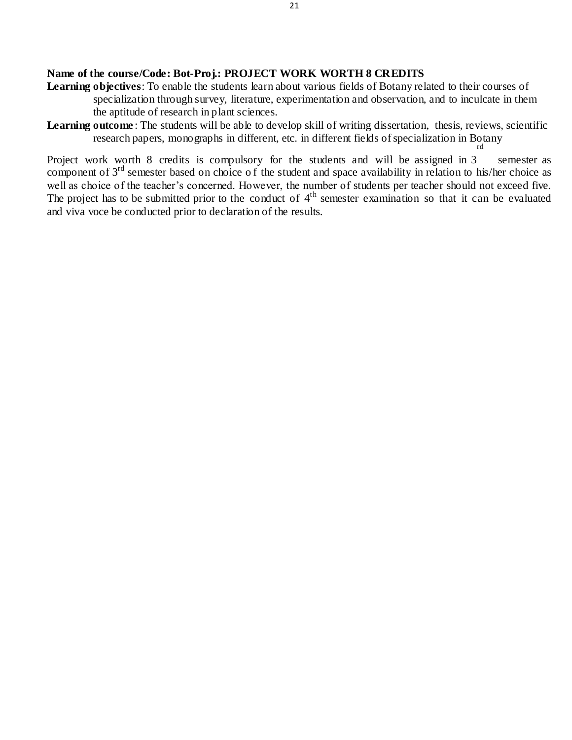**Name of the course/Code: Bot-Proj.: PROJECT WORK WORTH 8 CREDITS**

**Learning objectives**: To enable the students learn about various fields of Botany related to their courses of specialization through survey, literature, experimentation and observation, and to inculcate in them the aptitude of research in plant sciences.

**Learning outcome**: The students will be able to develop skill of writing dissertation, thesis, reviews, scientific research papers, monographs in different, etc. in different fields of specialization in Botany

Project work worth 8 credits is compulsory for the students and will be assigned in 3rd semester as component of 3rd semester based on choice of the student and space availability in relation to his/her choice as well as choice of the teacher's concerned. However, the number of students per teacher should not exceed five. The project has to be submitted prior to the conduct of 4th semester examination so that it can be evaluated and viva voce be conducted prior to declaration of the results.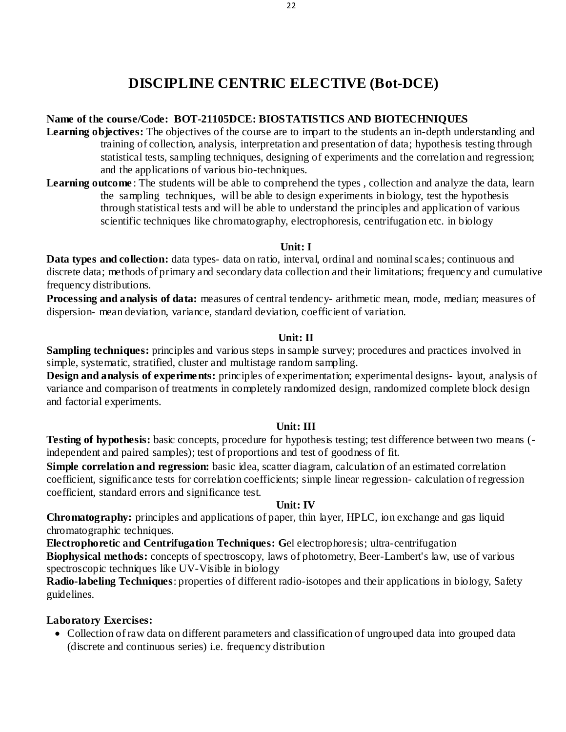# DISCIPLINE CENTRIC ELECTIVE (Bot-DCE)

**Name of the course/Code: BOT-21105DCE: BIOSTATISTICS AND BIOTECHNIQUES**

**Learning objectives:** The objectives of the course are to impart to the students an in-depth understanding and training of collection, analysis, interpretation and presentation of data; hypothesis testing through statistical tests, sampling techniques, designing of experiments and the correlation and regression; and the applications of various bio-techniques.

**Learning outcome**: The students will be able to comprehend the types , collection and analyze the data, learn the sampling techniques, will be able to design experiments in biology, test the hypothesis through statistical tests and will be able to understand the principles and application of various scientific techniques like chromatography, electrophoresis, centrifugation etc. in biology

### Unit: I

**Data types and collection:** data types- data on ratio, interval, ordinal and nominal scales; continuous and discrete data; methods of primary and secondary data collection and their limitations; frequency and cumulative frequency distributions.

**Processing and analysis of data:** measures of central tendency- arithmetic mean, mode, median; measures of dispersion- mean deviation, variance, standard deviation, coefficient of variation.

### Unit: II

**Sampling techniques:** principles and various steps in sample survey; procedures and practices involved in simple, systematic, stratified, cluster and multistage random sampling.

**Design and analysis of experiments:** principles of experimentation; experimental designs- layout, analysis of variance and comparison of treatments in completely randomized design, randomized complete block design and factorial experiments.

### Unit: III

**Testing of hypothesis:** basic concepts, procedure for hypothesis testing; test difference between two means (-independent and paired samples); test of proportions and test of goodness of fit.

**Simple correlation and regression:** basic idea, scatter diagram, calculation of an estimated correlation coefficient, significance tests for correlation coefficients; simple linear regression- calculation of regression coefficient, standard errors and significance test.

### Unit: IV

**Chromatography:** principles and applications of paper, thin layer, HPLC, ion exchange and gas liquid chromatographic techniques.

**Electrophoretic and Centrifugation Techniques: G**el electrophoresis; ultra-centrifugation

**Biophysical methods:** concepts of spectroscopy, laws of photometry, Beer-Lambert's law, use of various spectroscopic techniques like UV-Visible in biology

**Radio-labeling Techniques**: properties of different radio-isotopes and their applications in biology, Safety guidelines.

**Laboratory Exercises:**

- Collection of raw data on different parameters and classification of ungrouped data into grouped data (discrete and continuous series) i.e. frequency distribution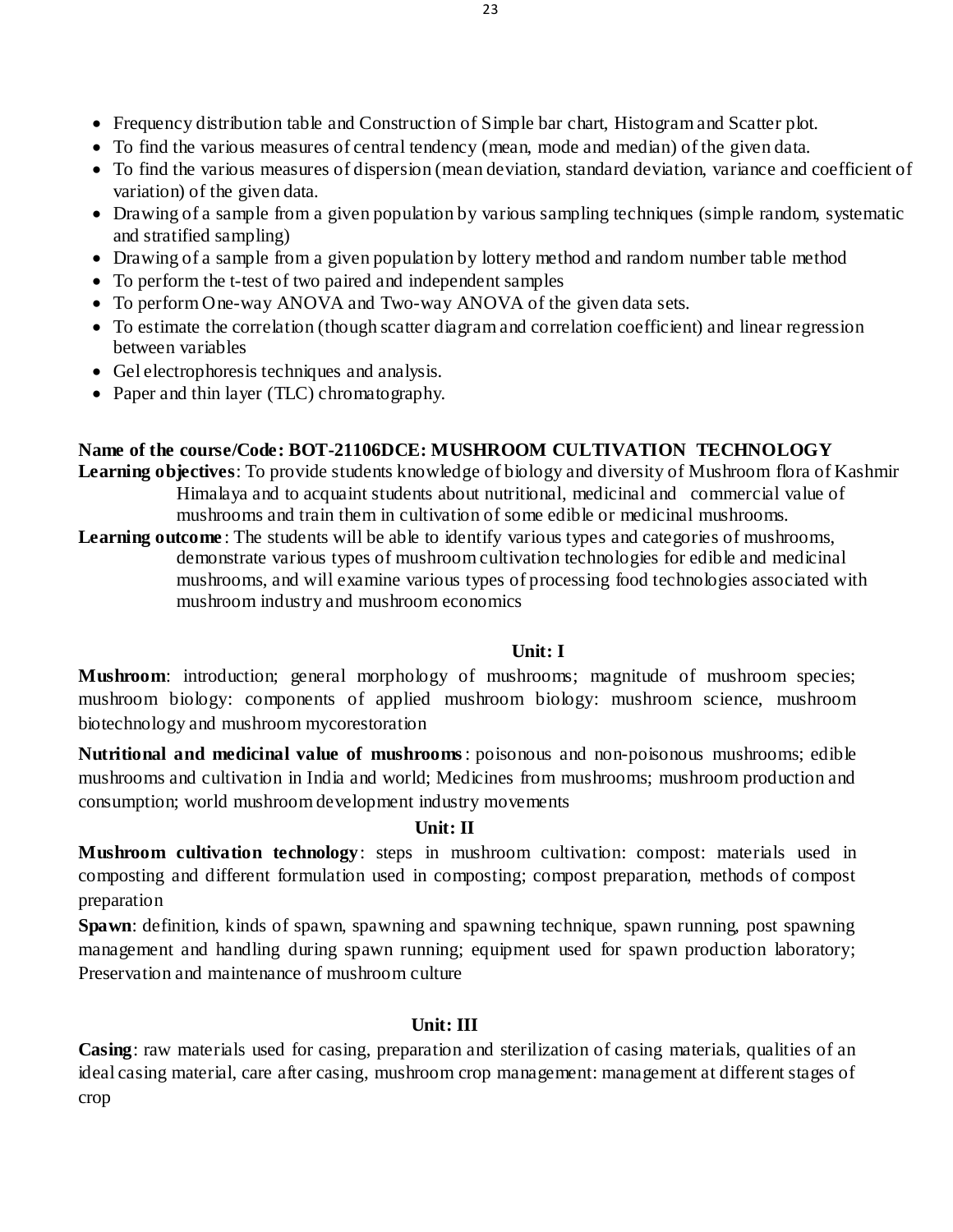- Frequency distribution table and Construction of Simple bar chart, Histogram and Scatter plot.
- To find the various measures of central tendency (mean, mode and median) of the given data.
- To find the various measures of dispersion (mean deviation, standard deviation, variance and coefficient of variation) of the given data.
- Drawing of a sample from a given population by various sampling techniques (simple random, systematic and stratified sampling)
- Drawing of a sample from a given population by lottery method and random number table method
- To perform the t-test of two paired and independent samples
- To perform One-way ANOVA and Two-way ANOVA of the given data sets.
- To estimate the correlation (though scatter diagram and correlation coefficient) and linear regression between variables
- Gel electrophoresis techniques and analysis.
- Paper and thin layer (TLC) chromatography.

**Name of the course/Code: BOT-21106DCE: MUSHROOM CULTIVATION TECHNOLOGY**

**Learning objectives**: To provide students knowledge of biology and diversity of Mushroom flora of Kashmir Himalaya and to acquaint students about nutritional, medicinal and commercial value of mushrooms and train them in cultivation of some edible or medicinal mushrooms.

**Learning outcome**: The students will be able to identify various types and categories of mushrooms, demonstrate various types of mushroom cultivation technologies for edible and medicinal mushrooms, and will examine various types of processing food technologies associated with mushroom industry and mushroom economics

**Unit: I**

**Mushroom**: introduction; general morphology of mushrooms; magnitude of mushroom species; mushroom biology: components of applied mushroom biology: mushroom science, mushroom biotechnology and mushroom mycorestoration

**Nutritional and medicinal value of mushrooms**: poisonous and non-poisonous mushrooms; edible mushrooms and cultivation in India and world; Medicines from mushrooms; mushroom production and consumption; world mushroom development industry movements

**Unit: II**

**Mushroom cultivation technology**: steps in mushroom cultivation: compost: materials used in composting and different formulation used in composting; compost preparation, methods of compost preparation

**Spawn**: definition, kinds of spawn, spawning and spawning technique, spawn running, post spawning management and handling during spawn running; equipment used for spawn production laboratory; Preservation and maintenance of mushroom culture

**Unit: III**

**Casing**: raw materials used for casing, preparation and sterilization of casing materials, qualities of an ideal casing material, care after casing, mushroom crop management: management at different stages of crop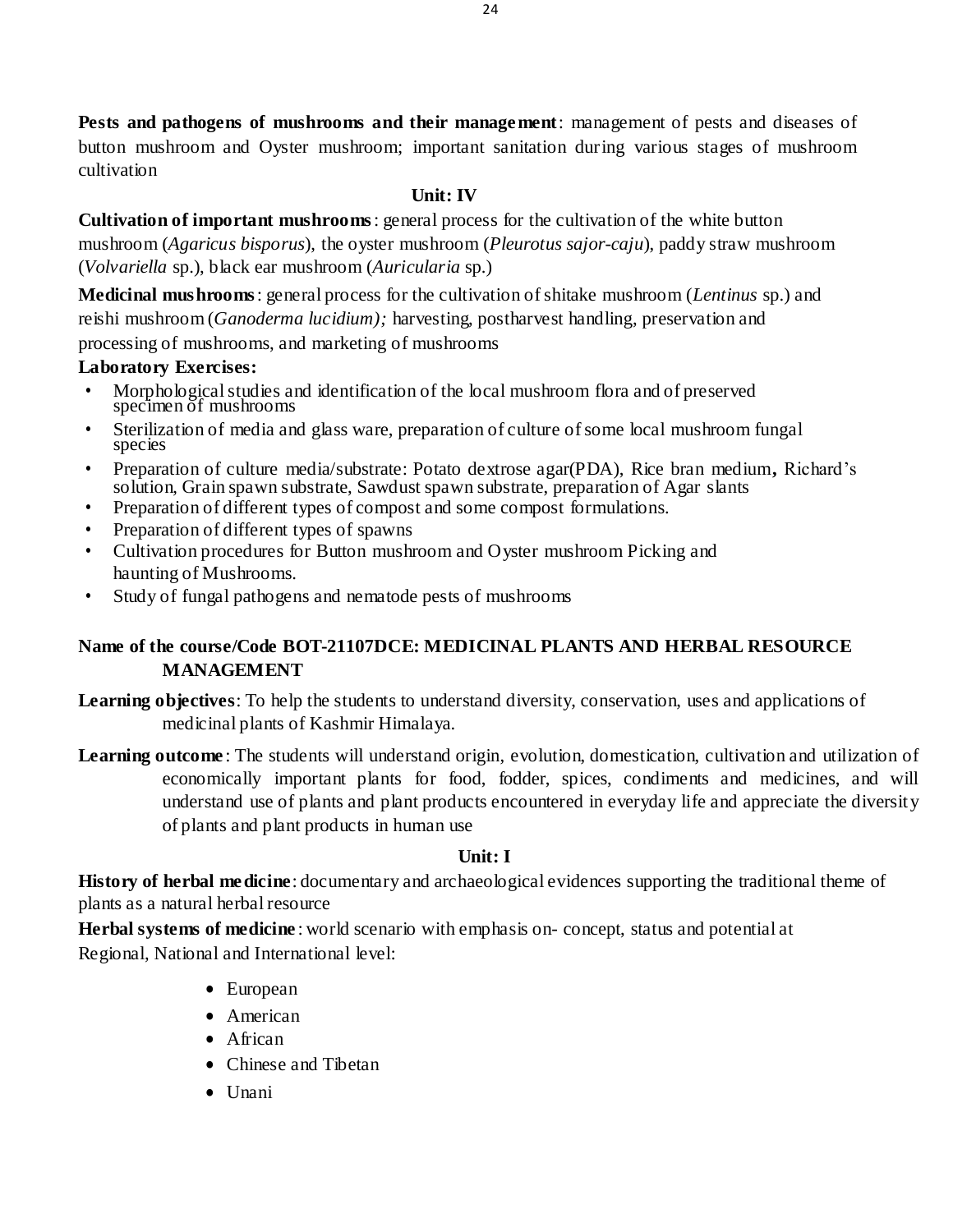**Pests and pathogens of mushrooms and their management**: management of pests and diseases of button mushroom and Oyster mushroom; important sanitation during various stages of mushroom cultivation

**Unit: IV**

**Cultivation of important mushrooms**: general process for the cultivation of the white button mushroom (*Agaricus bisporus*), the oyster mushroom (*Pleurotus sajor-caju*), paddy straw mushroom (*Volvariella* sp.), black ear mushroom (*Auricularia* sp.)

**Medicinal mushrooms**: general process for the cultivation of shitake mushroom (*Lentinus* sp.) and reishi mushroom (*Ganoderma lucidium);* harvesting, postharvest handling, preservation and processing of mushrooms, and marketing of mushrooms

**Laboratory Exercises:**

- Morphological studies and identification of the local mushroom flora and of preserved specimen of mushrooms
- Sterilization of media and glass ware, preparation of culture of some local mushroom fungal species
- Preparation of culture media/substrate: Potato dextrose agar(PDA), Rice bran medium**,** Richard's solution, Grain spawn substrate, Sawdust spawn substrate, preparation of Agar slants
- Preparation of different types of compost and some compost formulations.
- Preparation of different types of spawns
- Cultivation procedures for Button mushroom and Oyster mushroom Picking and haunting of Mushrooms.
- Study of fungal pathogens and nematode pests of mushrooms

## Name of the course/Code BOT-21107DCE: MEDICINAL PLANTS AND HERBAL RESOURCE MANAGEMENT

**Learning objectives**: To help the students to understand diversity, conservation, uses and applications of medicinal plants of Kashmir Himalaya.

**Learning outcome**: The students will understand origin, evolution, domestication, cultivation and utilization of economically important plants for food, fodder, spices, condiments and medicines, and will understand use of plants and plant products encountered in everyday life and appreciate the diversity of plants and plant products in human use

**Unit: I**

**History of herbal medicine**: documentary and archaeological evidences supporting the traditional theme of plants as a natural herbal resource

**Herbal systems of medicine**: world scenario with emphasis on- concept, status and potential at Regional, National and International level:

- European
- American
- African
- Chinese and Tibetan
- Unani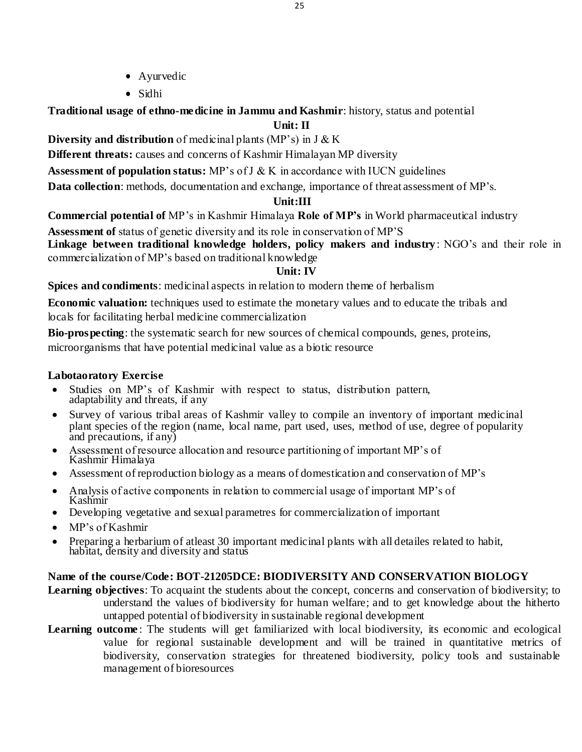- Ayurvedic
- Sidhi

**Traditional usage of ethno-medicine in Jammu and Kashmir**: history, status and potential

**Unit: II**

**Diversity and distribution** of medicinal plants (MP's) in J & K

**Different threats:** causes and concerns of Kashmir Himalayan MP diversity

**Assessment of population status:** MP's of J & K in accordance with IUCN guidelines

**Data collection**: methods, documentation and exchange, importance of threat assessment of MP's.

**Unit:III**

**Commercial potential of** MP's in Kashmir Himalaya **Role of MP's** in World pharmaceutical industry

**Assessment of** status of genetic diversity and its role in conservation of MP'S

**Linkage between traditional knowledge holders, policy makers and industry**: NGO's and their role in commercialization of MP's based on traditional knowledge

**Unit: IV**

**Spices and condiments**: medicinal aspects in relation to modern theme of herbalism

**Economic valuation:** techniques used to estimate the monetary values and to educate the tribals and locals for facilitating herbal medicine commercialization

**Bio-prospecting**: the systematic search for new sources of chemical compounds, genes, proteins, microorganisms that have potential medicinal value as a biotic resource

**Labotaoratory Exercise**

- Studies on MP's of Kashmir with respect to status, distribution pattern, adaptability and threats, if any
- Survey of various tribal areas of Kashmir valley to compile an inventory of important medicinal plant species of the region (name, local name, part used, uses, method of use, degree of popularity and precautions, if any)
- Assessment of resource allocation and resource partitioning of important MP's of Kashmir Himalaya
- Assessment of reproduction biology as a means of domestication and conservation of MP's
- Analysis of active components in relation to commercial usage of important MP's of Kashmir
- Developing vegetative and sexual parametres for commercialization of important
- MP's of Kashmir
- Preparing a herbarium of atleast 30 important medicinal plants with all detailes related to habit, habitat, density and diversity and status

**Name of the course/Code: BOT-21205DCE: BIODIVERSITY AND CONSERVATION BIOLOGY**

**Learning objectives**: To acquaint the students about the concept, concerns and conservation of biodiversity; to understand the values of biodiversity for human welfare; and to get knowledge about the hitherto untapped potential of biodiversity in sustainable regional development

**Learning outcome**: The students will get familiarized with local biodiversity, its economic and ecological value for regional sustainable development and will be trained in quantitative metrics of biodiversity, conservation strategies for threatened biodiversity, policy tools and sustainable management of bioresources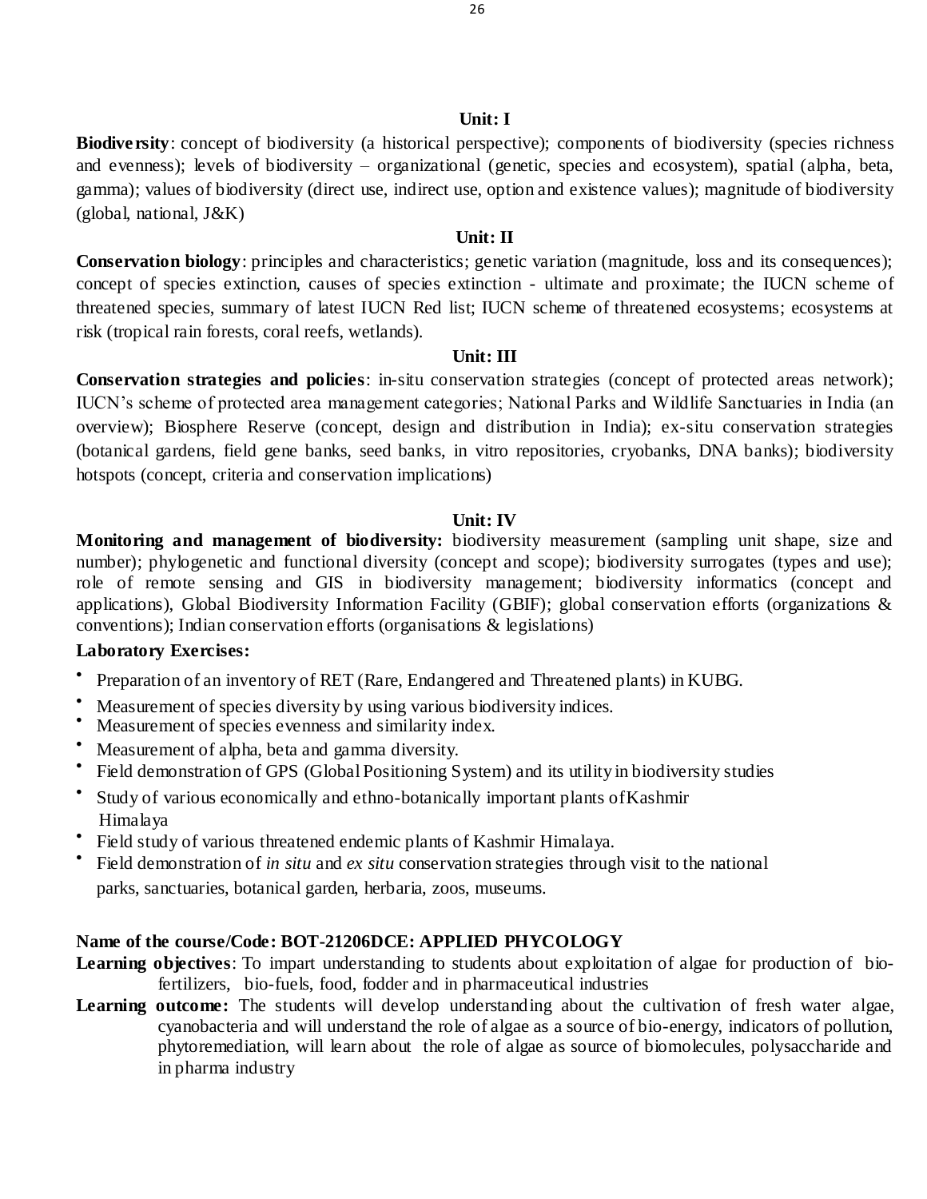### Unit: I

**Biodiversity**: concept of biodiversity (a historical perspective); components of biodiversity (species richness and evenness); levels of biodiversity – organizational (genetic, species and ecosystem), spatial (alpha, beta, gamma); values of biodiversity (direct use, indirect use, option and existence values); magnitude of biodiversity (global, national, J&K)

### Unit: II

**Conservation biology**: principles and characteristics; genetic variation (magnitude, loss and its consequences); concept of species extinction, causes of species extinction - ultimate and proximate; the IUCN scheme of threatened species, summary of latest IUCN Red list; IUCN scheme of threatened ecosystems; ecosystems at risk (tropical rain forests, coral reefs, wetlands).

### Unit: III

**Conservation strategies and policies**: in-situ conservation strategies (concept of protected areas network); IUCN's scheme of protected area management categories; National Parks and Wildlife Sanctuaries in India (an overview); Biosphere Reserve (concept, design and distribution in India); ex-situ conservation strategies (botanical gardens, field gene banks, seed banks, in vitro repositories, cryobanks, DNA banks); biodiversity hotspots (concept, criteria and conservation implications)

### Unit: IV

**Monitoring and management of biodiversity:** biodiversity measurement (sampling unit shape, size and number); phylogenetic and functional diversity (concept and scope); biodiversity surrogates (types and use); role of remote sensing and GIS in biodiversity management; biodiversity informatics (concept and applications), Global Biodiversity Information Facility (GBIF); global conservation efforts (organizations & conventions); Indian conservation efforts (organisations & legislations)

**Laboratory Exercises:**

- Preparation of an inventory of RET (Rare, Endangered and Threatened plants) in KUBG.
- Measurement of species diversity by using various biodiversity indices.
- Measurement of species evenness and similarity index.
- Measurement of alpha, beta and gamma diversity.
- Field demonstration of GPS (Global Positioning System) and its utility in biodiversity studies
- Study of various economically and ethno-botanically important plants of Kashmir Himalaya
- Field study of various threatened endemic plants of Kashmir Himalaya.
- Field demonstration of *in situ* and *ex situ* conservation strategies through visit to the national parks, sanctuaries, botanical garden, herbaria, zoos, museums.

**Name of the course/Code: BOT-21206DCE: APPLIED PHYCOLOGY**

**Learning objectives**: To impart understanding to students about exploitation of algae for production of bio-fertilizers, bio-fuels, food, fodder and in pharmaceutical industries

**Learning outcome:** The students will develop understanding about the cultivation of fresh water algae, cyanobacteria and will understand the role of algae as a source of bio-energy, indicators of pollution, phytoremediation, will learn about the role of algae as source of biomolecules, polysaccharide and in pharma industry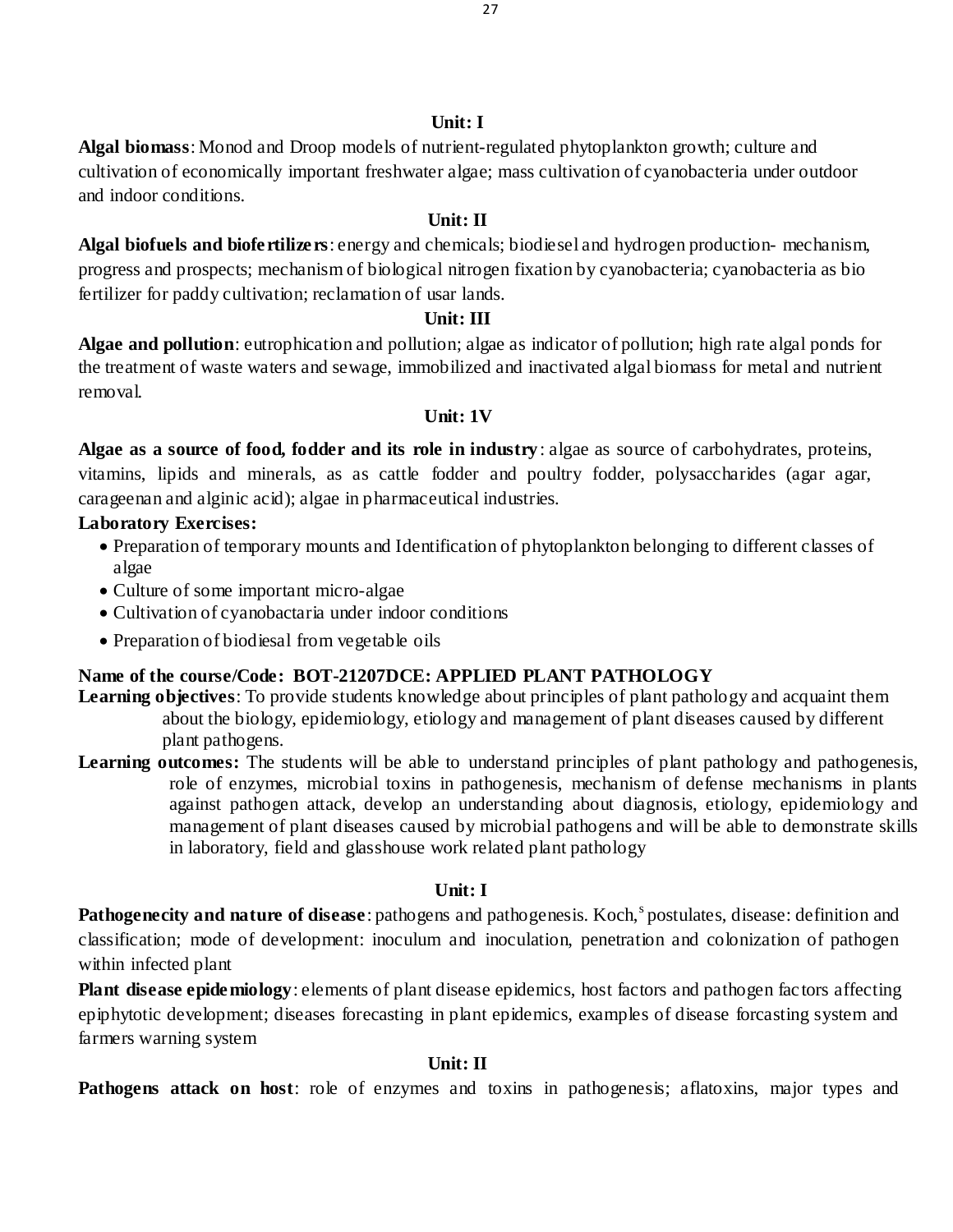**Unit: I**

**Algal biomass**: Monod and Droop models of nutrient-regulated phytoplankton growth; culture and cultivation of economically important freshwater algae; mass cultivation of cyanobacteria under outdoor and indoor conditions.

**Unit: II**

**Algal biofuels and biofertilizers**: energy and chemicals; biodiesel and hydrogen production- mechanism, progress and prospects; mechanism of biological nitrogen fixation by cyanobacteria; cyanobacteria as bio fertilizer for paddy cultivation; reclamation of usar lands.

**Unit: III**

**Algae and pollution**: eutrophication and pollution; algae as indicator of pollution; high rate algal ponds for the treatment of waste waters and sewage, immobilized and inactivated algal biomass for metal and nutrient removal.

**Unit: 1V**

**Algae as a source of food, fodder and its role in industry**: algae as source of carbohydrates, proteins, vitamins, lipids and minerals, as as cattle fodder and poultry fodder, polysaccharides (agar agar, carageenan and alginic acid); algae in pharmaceutical industries.

**Laboratory Exercises:**

- Preparation of temporary mounts and Identification of phytoplankton belonging to different classes of algae
- Culture of some important micro-algae
- Cultivation of cyanobactaria under indoor conditions
- Preparation of biodiesal from vegetable oils

**Name of the course/Code: BOT-21207DCE: APPLIED PLANT PATHOLOGY**

**Learning objectives**: To provide students knowledge about principles of plant pathology and acquaint them about the biology, epidemiology, etiology and management of plant diseases caused by different plant pathogens.

**Learning outcomes:** The students will be able to understand principles of plant pathology and pathogenesis, role of enzymes, microbial toxins in pathogenesis, mechanism of defense mechanisms in plants against pathogen attack, develop an understanding about diagnosis, etiology, epidemiology and management of plant diseases caused by microbial pathogens and will be able to demonstrate skills in laboratory, field and glasshouse work related plant pathology

**Unit: I**

**Pathogenecity and nature of disease**: pathogens and pathogenesis. Koch,[s] postulates, disease: definition and classification; mode of development: inoculum and inoculation, penetration and colonization of pathogen within infected plant

**Plant disease epidemiology**: elements of plant disease epidemics, host factors and pathogen factors affecting epiphytotic development; diseases forecasting in plant epidemics, examples of disease forcasting system and farmers warning system

**Unit: II**

**Pathogens attack on host**: role of enzymes and toxins in pathogenesis; aflatoxins, major types and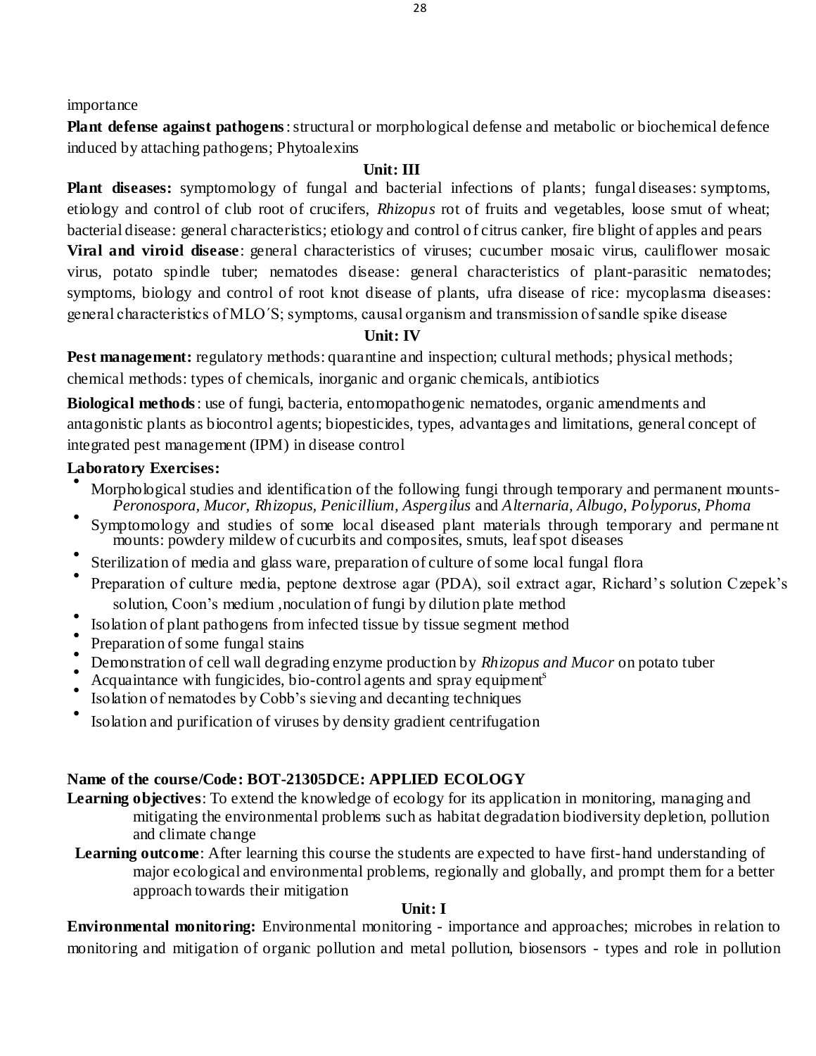importance

**Plant defense against pathogens**: structural or morphological defense and metabolic or biochemical defence induced by attaching pathogens; Phytoalexins

**Unit: III**

**Plant diseases:** symptomology of fungal and bacterial infections of plants; fungal diseases: symptoms, etiology and control of club root of crucifers, *Rhizopus* rot of fruits and vegetables, loose smut of wheat; bacterial disease: general characteristics; etiology and control of citrus canker, fire blight of apples and pears

**Viral and viroid disease**: general characteristics of viruses; cucumber mosaic virus, cauliflower mosaic virus, potato spindle tuber; nematodes disease: general characteristics of plant-parasitic nematodes; symptoms, biology and control of root knot disease of plants, ufra disease of rice: mycoplasma diseases: general characteristics of MLO´S; symptoms, causal organism and transmission of sandle spike disease

**Unit: IV**

**Pest management:** regulatory methods: quarantine and inspection; cultural methods; physical methods; chemical methods: types of chemicals, inorganic and organic chemicals, antibiotics

**Biological methods**: use of fungi, bacteria, entomopathogenic nematodes, organic amendments and antagonistic plants as biocontrol agents; biopesticides, types, advantages and limitations, general concept of integrated pest management (IPM) in disease control

**Laboratory Exercises:**

- Morphological studies and identification of the following fungi through temporary and permanent mounts- *Peronospora, Mucor, Rhizopus, Penicillium, Aspergilus* and *Alternaria, Albugo, Polyporus, Phoma*
- Symptomology and studies of some local diseased plant materials through temporary and permanent mounts: powdery mildew of cucurbits and composites, smuts, leaf spot diseases
- Sterilization of media and glass ware, preparation of culture of some local fungal flora
- Preparation of culture media, peptone dextrose agar (PDA), soil extract agar, Richard's solution Czepek's solution, Coon's medium ,noculation of fungi by dilution plate method
- Isolation of plant pathogens from infected tissue by tissue segment method
- Preparation of some fungal stains
- Demonstration of cell wall degrading enzyme production by *Rhizopus and Mucor* on potato tuber
- Acquaintance with fungicides, bio-control agents and spray equipments
- Isolation of nematodes by Cobb's sieving and decanting techniques
- Isolation and purification of viruses by density gradient centrifugation

**Name of the course/Code: BOT-21305DCE: APPLIED ECOLOGY**

**Learning objectives**: To extend the knowledge of ecology for its application in monitoring, managing and mitigating the environmental problems such as habitat degradation biodiversity depletion, pollution and climate change

**Learning outcome**: After learning this course the students are expected to have first-hand understanding of major ecological and environmental problems, regionally and globally, and prompt them for a better approach towards their mitigation

**Unit: I**

**Environmental monitoring:** Environmental monitoring - importance and approaches; microbes in relation to monitoring and mitigation of organic pollution and metal pollution, biosensors - types and role in pollution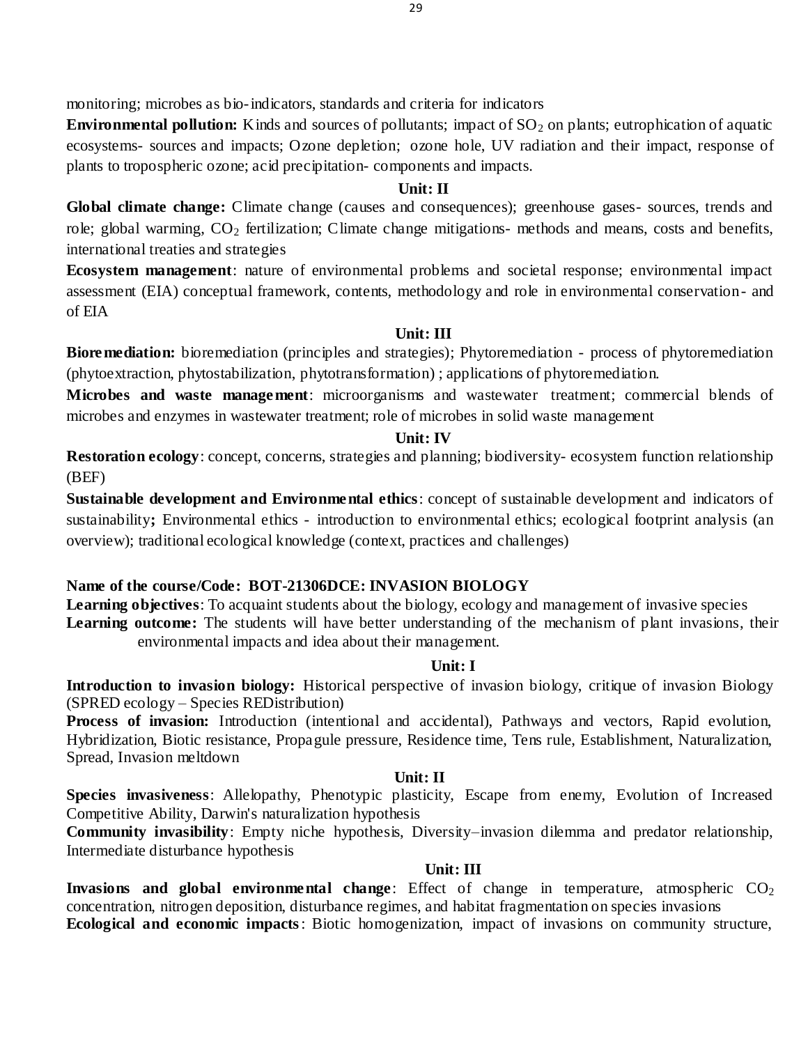monitoring; microbes as bio-indicators, standards and criteria for indicators

**Environmental pollution:** Kinds and sources of pollutants; impact of $SO_2$ on plants; eutrophication of aquatic ecosystems- sources and impacts; Ozone depletion; ozone hole, UV radiation and their impact, response of plants to tropospheric ozone; acid precipitation- components and impacts.

**Unit: II**

**Global climate change:** Climate change (causes and consequences); greenhouse gases- sources, trends and role; global warming, $CO_2$ fertilization; Climate change mitigations- methods and means, costs and benefits, international treaties and strategies

**Ecosystem management**: nature of environmental problems and societal response; environmental impact assessment (EIA) conceptual framework, contents, methodology and role in environmental conservation- and of EIA

**Unit: III**

**Bioremediation:** bioremediation (principles and strategies); Phytoremediation - process of phytoremediation (phytoextraction, phytostabilization, phytotransformation) ; applications of phytoremediation.

**Microbes and waste management**: microorganisms and wastewater treatment; commercial blends of microbes and enzymes in wastewater treatment; role of microbes in solid waste management

**Unit: IV**

**Restoration ecology**: concept, concerns, strategies and planning; biodiversity- ecosystem function relationship (BEF)

**Sustainable development and Environmental ethics**: concept of sustainable development and indicators of sustainability**;** Environmental ethics - introduction to environmental ethics; ecological footprint analysis (an overview); traditional ecological knowledge (context, practices and challenges)

**Name of the course/Code: BOT-21306DCE: INVASION BIOLOGY**

**Learning objectives**: To acquaint students about the biology, ecology and management of invasive species

**Learning outcome:** The students will have better understanding of the mechanism of plant invasions, their environmental impacts and idea about their management.

**Unit: I**

**Introduction to invasion biology:** Historical perspective of invasion biology, critique of invasion Biology (SPRED ecology – Species REDistribution)

**Process of invasion:** Introduction (intentional and accidental), Pathways and vectors, Rapid evolution, Hybridization, Biotic resistance, Propagule pressure, Residence time, Tens rule, Establishment, Naturalization, Spread, Invasion meltdown

**Unit: II**

**Species invasiveness**: Allelopathy, Phenotypic plasticity, Escape from enemy, Evolution of Increased Competitive Ability, Darwin's naturalization hypothesis

**Community invasibility**: Empty niche hypothesis, Diversity–invasion dilemma and predator relationship, Intermediate disturbance hypothesis

**Unit: III**

**Invasions and global environmental change**: Effect of change in temperature, atmospheric $CO_2$ concentration, nitrogen deposition, disturbance regimes, and habitat fragmentation on species invasions

**Ecological and economic impacts**: Biotic homogenization, impact of invasions on community structure,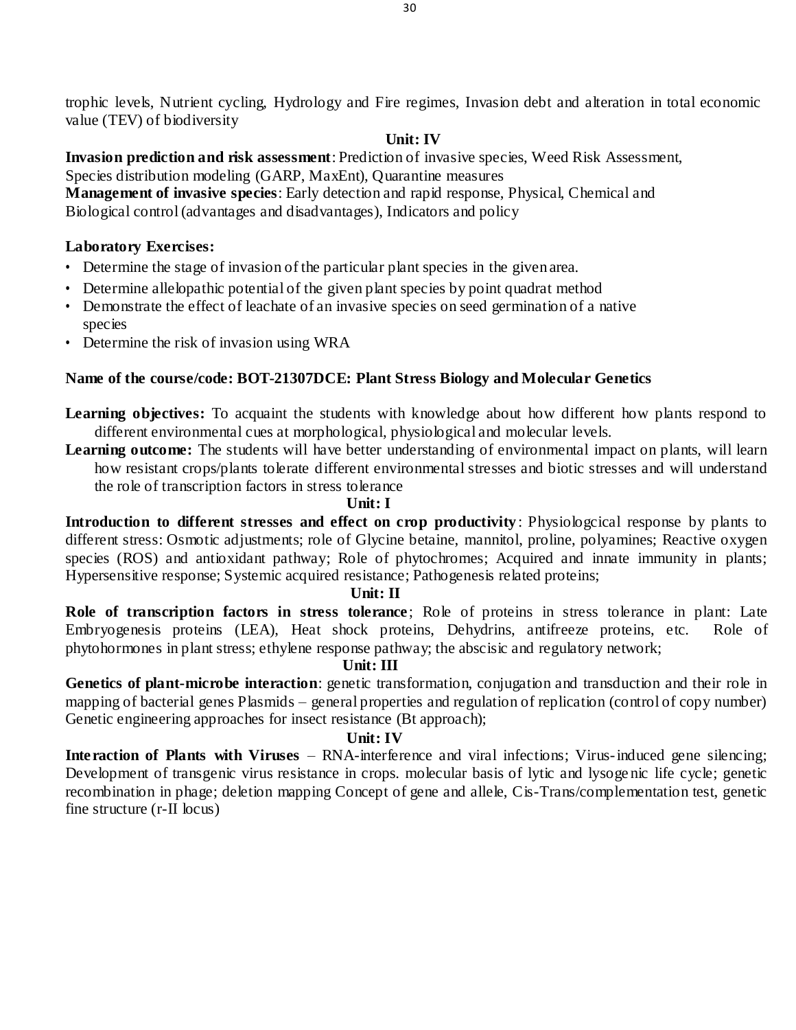trophic levels, Nutrient cycling, Hydrology and Fire regimes, Invasion debt and alteration in total economic value (TEV) of biodiversity

**Unit: IV**

**Invasion prediction and risk assessment**: Prediction of invasive species, Weed Risk Assessment, Species distribution modeling (GARP, MaxEnt), Quarantine measures

**Management of invasive species**: Early detection and rapid response, Physical, Chemical and Biological control (advantages and disadvantages), Indicators and policy

**Laboratory Exercises:**

- Determine the stage of invasion of the particular plant species in the given area.
- Determine allelopathic potential of the given plant species by point quadrat method
- Demonstrate the effect of leachate of an invasive species on seed germination of a native species
- Determine the risk of invasion using WRA

**Name of the course/code: BOT-21307DCE: Plant Stress Biology and Molecular Genetics**

**Learning objectives:** To acquaint the students with knowledge about how different how plants respond to different environmental cues at morphological, physiological and molecular levels.

**Learning outcome:** The students will have better understanding of environmental impact on plants, will learn how resistant crops/plants tolerate different environmental stresses and biotic stresses and will understand the role of transcription factors in stress tolerance

**Unit: I**

**Introduction to different stresses and effect on crop productivity**: Physiologcical response by plants to different stress: Osmotic adjustments; role of Glycine betaine, mannitol, proline, polyamines; Reactive oxygen species (ROS) and antioxidant pathway; Role of phytochromes; Acquired and innate immunity in plants; Hypersensitive response; Systemic acquired resistance; Pathogenesis related proteins;

**Unit: II**

**Role of transcription factors in stress tolerance**; Role of proteins in stress tolerance in plant: Late Embryogenesis proteins (LEA), Heat shock proteins, Dehydrins, antifreeze proteins, etc. Role of phytohormones in plant stress; ethylene response pathway; the abscisic and regulatory network;

**Unit: III**

**Genetics of plant-microbe interaction**: genetic transformation, conjugation and transduction and their role in mapping of bacterial genes Plasmids – general properties and regulation of replication (control of copy number) Genetic engineering approaches for insect resistance (Bt approach);

**Unit: IV**

**Interaction of Plants with Viruses** – RNA-interference and viral infections; Virus-induced gene silencing; Development of transgenic virus resistance in crops. molecular basis of lytic and lysogenic life cycle; genetic recombination in phage; deletion mapping Concept of gene and allele, Cis-Trans/complementation test, genetic fine structure (r-II locus)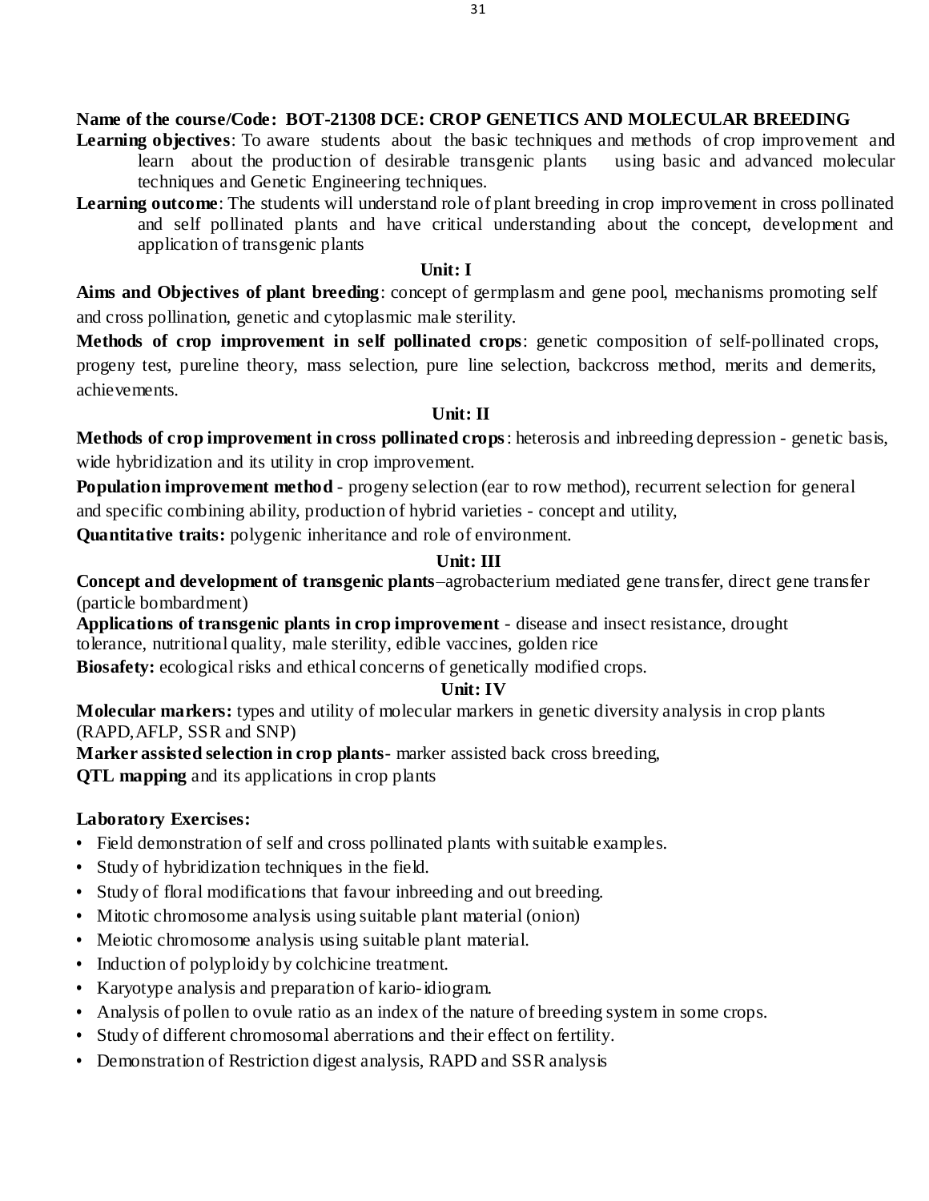**Name of the course/Code: BOT-21308 DCE: CROP GENETICS AND MOLECULAR BREEDING**

**Learning objectives**: To aware students about the basic techniques and methods of crop improvement and learn about the production of desirable transgenic plants using basic and advanced molecular techniques and Genetic Engineering techniques.

**Learning outcome**: The students will understand role of plant breeding in crop improvement in cross pollinated and self pollinated plants and have critical understanding about the concept, development and application of transgenic plants

## Unit: I

**Aims and Objectives of plant breeding**: concept of germplasm and gene pool, mechanisms promoting self and cross pollination, genetic and cytoplasmic male sterility.

**Methods of crop improvement in self pollinated crops**: genetic composition of self-pollinated crops, progeny test, pureline theory, mass selection, pure line selection, backcross method, merits and demerits, achievements.

## Unit: II

**Methods of crop improvement in cross pollinated crops**: heterosis and inbreeding depression - genetic basis, wide hybridization and its utility in crop improvement.

**Population improvement method** - progeny selection (ear to row method), recurrent selection for general and specific combining ability, production of hybrid varieties - concept and utility,

**Quantitative traits:** polygenic inheritance and role of environment.

## Unit: III

**Concept and development of transgenic plants**–agrobacterium mediated gene transfer, direct gene transfer (particle bombardment)

**Applications of transgenic plants in crop improvement** - disease and insect resistance, drought tolerance, nutritional quality, male sterility, edible vaccines, golden rice

**Biosafety:** ecological risks and ethical concerns of genetically modified crops.

## Unit: IV

**Molecular markers:** types and utility of molecular markers in genetic diversity analysis in crop plants (RAPD,AFLP, SSR and SNP)

**Marker assisted selection in crop plants**- marker assisted back cross breeding,

**QTL mapping** and its applications in crop plants

**Laboratory Exercises:**

- Field demonstration of self and cross pollinated plants with suitable examples.
- Study of hybridization techniques in the field.
- Study of floral modifications that favour inbreeding and out breeding.
- Mitotic chromosome analysis using suitable plant material (onion)
- Meiotic chromosome analysis using suitable plant material.
- Induction of polyploidy by colchicine treatment.
- Karyotype analysis and preparation of kario-idiogram.
- Analysis of pollen to ovule ratio as an index of the nature of breeding system in some crops.
- Study of different chromosomal aberrations and their effect on fertility.
- Demonstration of Restriction digest analysis, RAPD and SSR analysis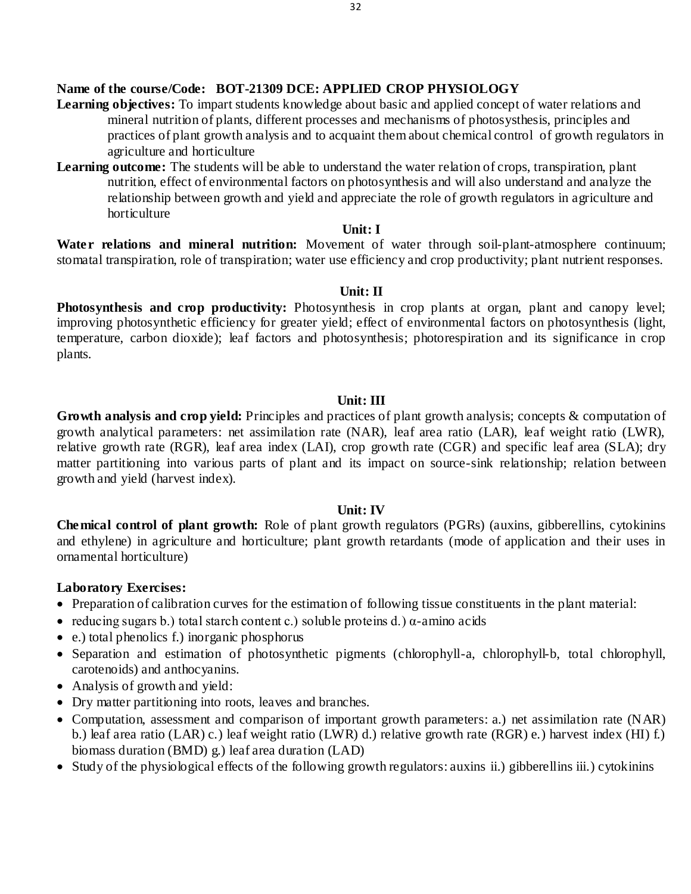**Name of the course/Code: BOT-21309 DCE: APPLIED CROP PHYSIOLOGY**

**Learning objectives:** To impart students knowledge about basic and applied concept of water relations and mineral nutrition of plants, different processes and mechanisms of photosysthesis, principles and practices of plant growth analysis and to acquaint them about chemical control of growth regulators in agriculture and horticulture

**Learning outcome:** The students will be able to understand the water relation of crops, transpiration, plant nutrition, effect of environmental factors on photosynthesis and will also understand and analyze the relationship between growth and yield and appreciate the role of growth regulators in agriculture and horticulture

### Unit: I

**Water relations and mineral nutrition:** Movement of water through soil-plant-atmosphere continuum; stomatal transpiration, role of transpiration; water use efficiency and crop productivity; plant nutrient responses.

### Unit: II

**Photosynthesis and crop productivity:** Photosynthesis in crop plants at organ, plant and canopy level; improving photosynthetic efficiency for greater yield; effect of environmental factors on photosynthesis (light, temperature, carbon dioxide); leaf factors and photosynthesis; photorespiration and its significance in crop plants.

### Unit: III

**Growth analysis and crop yield:** Principles and practices of plant growth analysis; concepts & computation of growth analytical parameters: net assimilation rate (NAR), leaf area ratio (LAR), leaf weight ratio (LWR), relative growth rate (RGR), leaf area index (LAI), crop growth rate (CGR) and specific leaf area (SLA); dry matter partitioning into various parts of plant and its impact on source-sink relationship; relation between growth and yield (harvest index).

### Unit: IV

**Chemical control of plant growth:** Role of plant growth regulators (PGRs) (auxins, gibberellins, cytokinins and ethylene) in agriculture and horticulture; plant growth retardants (mode of application and their uses in ornamental horticulture)

**Laboratory Exercises:**

- Preparation of calibration curves for the estimation of following tissue constituents in the plant material:
- reducing sugars b.) total starch content c.) soluble proteins d.) α-amino acids
- e.) total phenolics f.) inorganic phosphorus
- Separation and estimation of photosynthetic pigments (chlorophyll-a, chlorophyll-b, total chlorophyll, carotenoids) and anthocyanins.
- Analysis of growth and yield:
- Dry matter partitioning into roots, leaves and branches.
- Computation, assessment and comparison of important growth parameters: a.) net assimilation rate (NAR) b.) leaf area ratio (LAR) c.) leaf weight ratio (LWR) d.) relative growth rate (RGR) e.) harvest index (HI) f.) biomass duration (BMD) g.) leaf area duration (LAD)
- Study of the physiological effects of the following growth regulators: auxins ii.) gibberellins iii.) cytokinins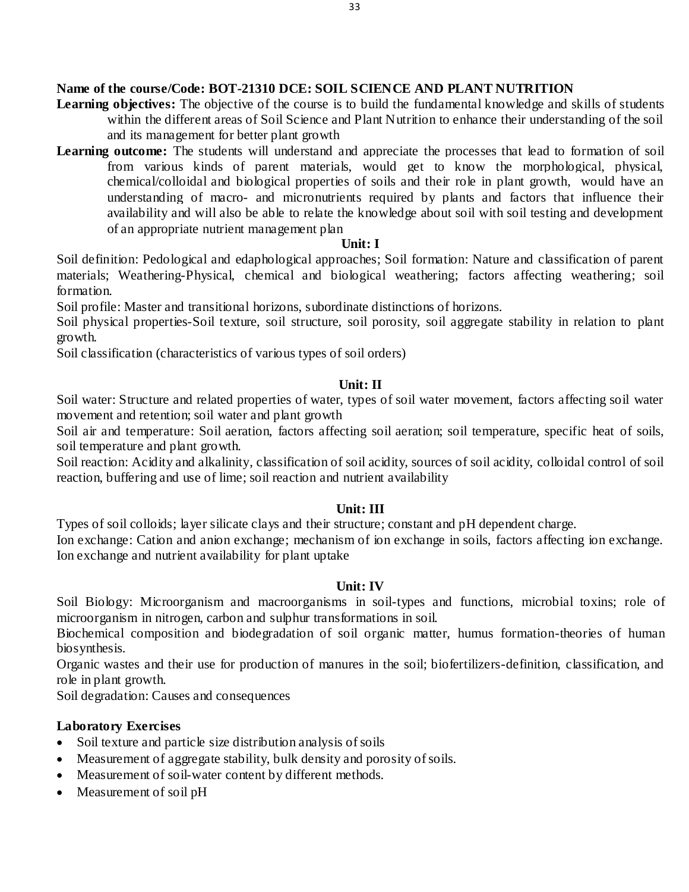**Name of the course/Code: BOT-21310 DCE: SOIL SCIENCE AND PLANT NUTRITION**

**Learning objectives:** The objective of the course is to build the fundamental knowledge and skills of students within the different areas of Soil Science and Plant Nutrition to enhance their understanding of the soil and its management for better plant growth

**Learning outcome:** The students will understand and appreciate the processes that lead to formation of soil from various kinds of parent materials, would get to know the morphological, physical, chemical/colloidal and biological properties of soils and their role in plant growth, would have an understanding of macro- and micronutrients required by plants and factors that influence their availability and will also be able to relate the knowledge about soil with soil testing and development of an appropriate nutrient management plan

**Unit: I**

Soil definition: Pedological and edaphological approaches; Soil formation: Nature and classification of parent materials; Weathering-Physical, chemical and biological weathering; factors affecting weathering; soil formation.

Soil profile: Master and transitional horizons, subordinate distinctions of horizons.

Soil physical properties-Soil texture, soil structure, soil porosity, soil aggregate stability in relation to plant growth.

Soil classification (characteristics of various types of soil orders)

**Unit: II**

Soil water: Structure and related properties of water, types of soil water movement, factors affecting soil water movement and retention; soil water and plant growth

Soil air and temperature: Soil aeration, factors affecting soil aeration; soil temperature, specific heat of soils, soil temperature and plant growth.

Soil reaction: Acidity and alkalinity, classification of soil acidity, sources of soil acidity, colloidal control of soil reaction, buffering and use of lime; soil reaction and nutrient availability

**Unit: III**

Types of soil colloids; layer silicate clays and their structure; constant and pH dependent charge.

Ion exchange: Cation and anion exchange; mechanism of ion exchange in soils, factors affecting ion exchange. Ion exchange and nutrient availability for plant uptake

**Unit: IV**

Soil Biology: Microorganism and macroorganisms in soil-types and functions, microbial toxins; role of microorganism in nitrogen, carbon and sulphur transformations in soil.

Biochemical composition and biodegradation of soil organic matter, humus formation-theories of human biosynthesis.

Organic wastes and their use for production of manures in the soil; biofertilizers-definition, classification, and role in plant growth.

Soil degradation: Causes and consequences

**Laboratory Exercises**

- Soil texture and particle size distribution analysis of soils
- Measurement of aggregate stability, bulk density and porosity of soils.
- Measurement of soil-water content by different methods.
- Measurement of soil pH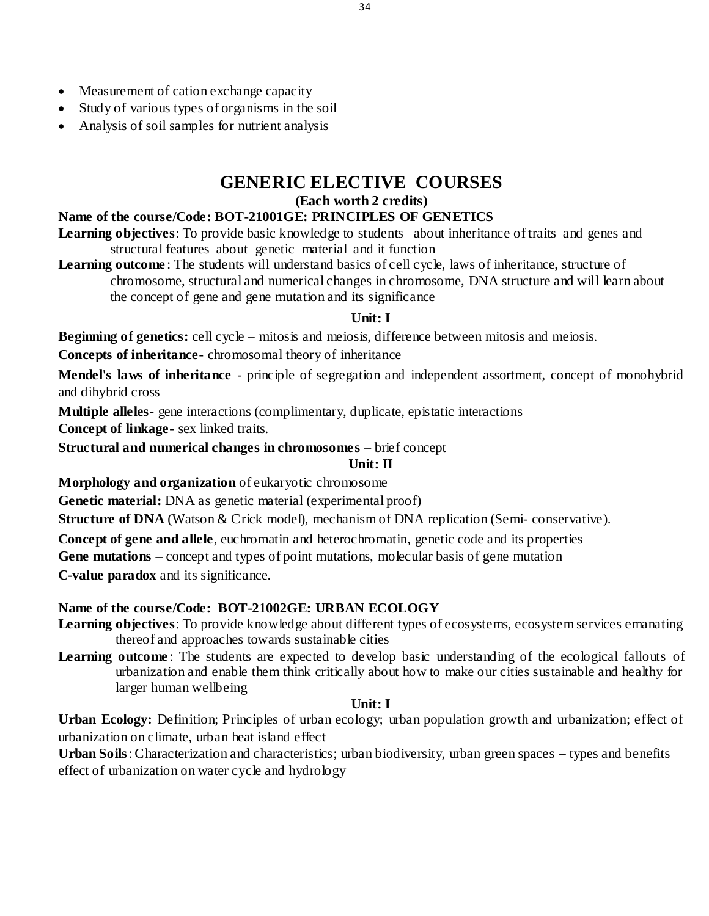- Measurement of cation exchange capacity
- Study of various types of organisms in the soil
- Analysis of soil samples for nutrient analysis

# GENERIC ELECTIVE COURSES

**(Each worth 2 credits)**

**Name of the course/Code: BOT-21001GE: PRINCIPLES OF GENETICS**

**Learning objectives**: To provide basic knowledge to students about inheritance of traits and genes and structural features about genetic material and it function

**Learning outcome**: The students will understand basics of cell cycle, laws of inheritance, structure of chromosome, structural and numerical changes in chromosome, DNA structure and will learn about the concept of gene and gene mutation and its significance

**Unit: I**

**Beginning of genetics:** cell cycle – mitosis and meiosis, difference between mitosis and meiosis.

**Concepts of inheritance**- chromosomal theory of inheritance

**Mendel's laws of inheritance** - principle of segregation and independent assortment, concept of monohybrid and dihybrid cross

**Multiple alleles**- gene interactions (complimentary, duplicate, epistatic interactions

**Concept of linkage**- sex linked traits.

**Structural and numerical changes in chromosomes** – brief concept

**Unit: II**

**Morphology and organization** of eukaryotic chromosome

**Genetic material:** DNA as genetic material (experimental proof)

**Structure of DNA** (Watson & Crick model), mechanism of DNA replication (Semi- conservative).

**Concept of gene and allele**, euchromatin and heterochromatin, genetic code and its properties

**Gene mutations** – concept and types of point mutations, molecular basis of gene mutation

**C-value paradox** and its significance.

**Name of the course/Code: BOT-21002GE: URBAN ECOLOGY**

**Learning objectives**: To provide knowledge about different types of ecosystems, ecosystem services emanating thereof and approaches towards sustainable cities

**Learning outcome**: The students are expected to develop basic understanding of the ecological fallouts of urbanization and enable them think critically about how to make our cities sustainable and healthy for larger human wellbeing

**Unit: I**

**Urban Ecology:** Definition; Principles of urban ecology; urban population growth and urbanization; effect of urbanization on climate, urban heat island effect

**Urban Soils**: Characterization and characteristics; urban biodiversity, urban green spaces – types and benefits effect of urbanization on water cycle and hydrology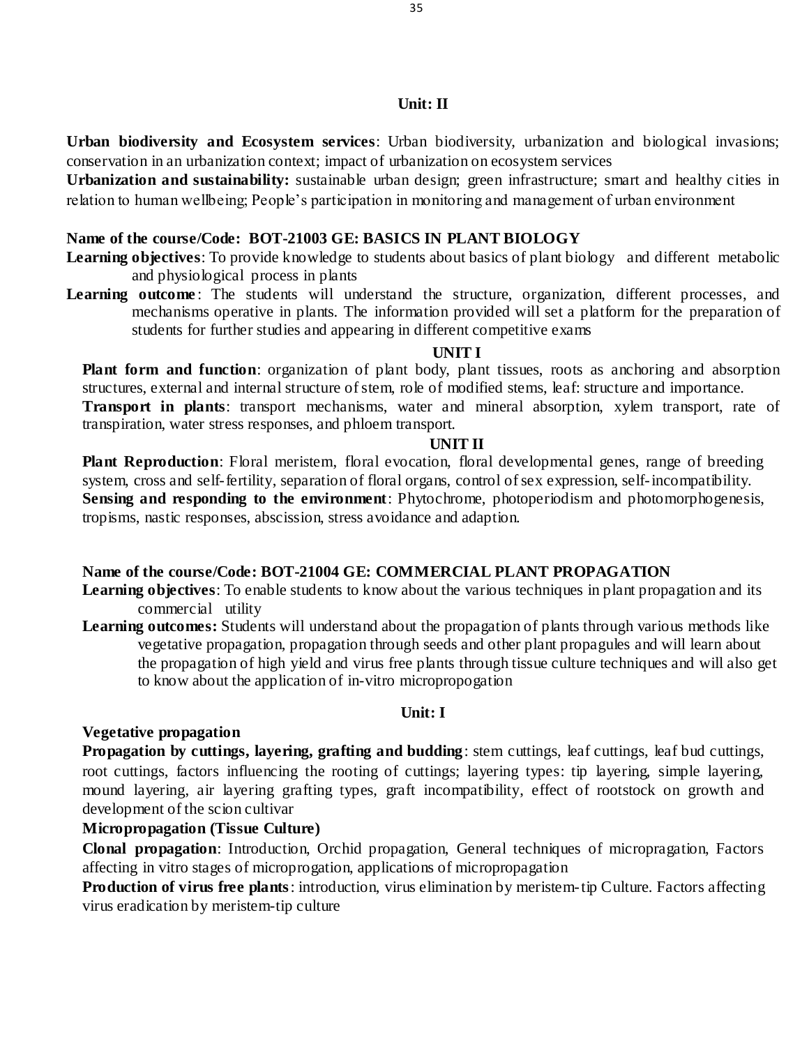### Unit: II

**Urban biodiversity and Ecosystem services**: Urban biodiversity, urbanization and biological invasions; conservation in an urbanization context; impact of urbanization on ecosystem services

**Urbanization and sustainability:** sustainable urban design; green infrastructure; smart and healthy cities in relation to human wellbeing; People's participation in monitoring and management of urban environment

**Name of the course/Code: BOT-21003 GE: BASICS IN PLANT BIOLOGY**

**Learning objectives**: To provide knowledge to students about basics of plant biology and different metabolic and physiological process in plants

**Learning outcome**: The students will understand the structure, organization, different processes, and mechanisms operative in plants. The information provided will set a platform for the preparation of students for further studies and appearing in different competitive exams

### UNIT I

**Plant form and function**: organization of plant body, plant tissues, roots as anchoring and absorption structures, external and internal structure of stem, role of modified stems, leaf: structure and importance.

**Transport in plants**: transport mechanisms, water and mineral absorption, xylem transport, rate of transpiration, water stress responses, and phloem transport.

### UNIT II

**Plant Reproduction**: Floral meristem, floral evocation, floral developmental genes, range of breeding system, cross and self-fertility, separation of floral organs, control of sex expression, self-incompatibility.

**Sensing and responding to the environment**: Phytochrome, photoperiodism and photomorphogenesis, tropisms, nastic responses, abscission, stress avoidance and adaption.

**Name of the course/Code: BOT-21004 GE: COMMERCIAL PLANT PROPAGATION**

**Learning objectives**: To enable students to know about the various techniques in plant propagation and its commercial utility

**Learning outcomes:** Students will understand about the propagation of plants through various methods like vegetative propagation, propagation through seeds and other plant propagules and will learn about the propagation of high yield and virus free plants through tissue culture techniques and will also get to know about the application of in-vitro micropropogation

### Unit: I

**Vegetative propagation**

**Propagation by cuttings, layering, grafting and budding**: stem cuttings, leaf cuttings, leaf bud cuttings, root cuttings, factors influencing the rooting of cuttings; layering types: tip layering, simple layering, mound layering, air layering grafting types, graft incompatibility, effect of rootstock on growth and development of the scion cultivar

**Micropropagation (Tissue Culture)**

**Clonal propagation**: Introduction, Orchid propagation, General techniques of micropragation, Factors affecting in vitro stages of microprogation, applications of micropropagation

**Production of virus free plants**: introduction, virus elimination by meristem-tip Culture. Factors affecting virus eradication by meristem-tip culture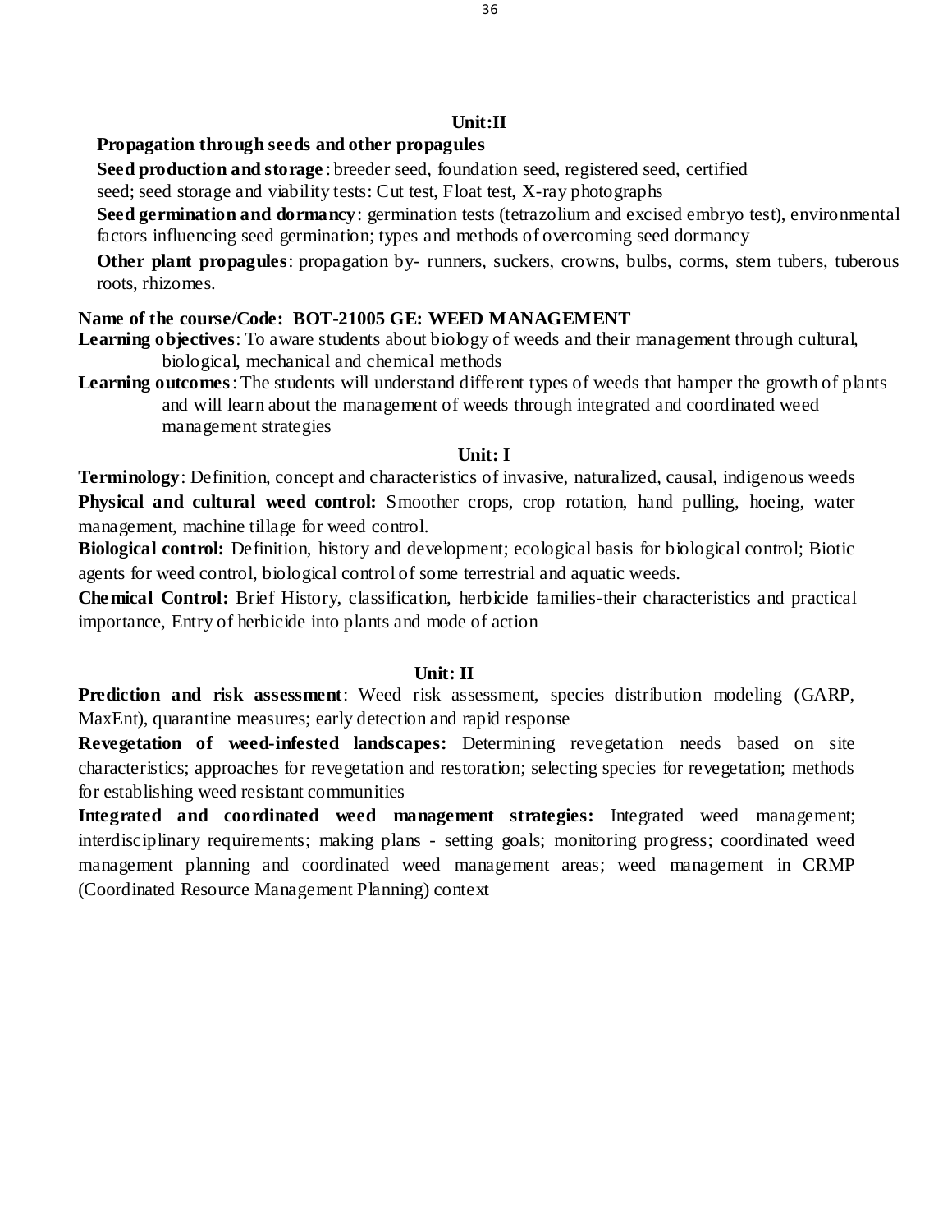### Unit:II

**Propagation through seeds and other propagules**

**Seed production and storage**: breeder seed, foundation seed, registered seed, certified seed; seed storage and viability tests: Cut test, Float test, X-ray photographs

**Seed germination and dormancy**: germination tests (tetrazolium and excised embryo test), environmental factors influencing seed germination; types and methods of overcoming seed dormancy

**Other plant propagules**: propagation by- runners, suckers, crowns, bulbs, corms, stem tubers, tuberous roots, rhizomes.

## Name of the course/Code: BOT-21005 GE: WEED MANAGEMENT

**Learning objectives**: To aware students about biology of weeds and their management through cultural, biological, mechanical and chemical methods

**Learning outcomes**: The students will understand different types of weeds that hamper the growth of plants and will learn about the management of weeds through integrated and coordinated weed management strategies

### Unit: I

**Terminology**: Definition, concept and characteristics of invasive, naturalized, causal, indigenous weeds

**Physical and cultural weed control:** Smoother crops, crop rotation, hand pulling, hoeing, water management, machine tillage for weed control.

**Biological control:** Definition, history and development; ecological basis for biological control; Biotic agents for weed control, biological control of some terrestrial and aquatic weeds.

**Chemical Control:** Brief History, classification, herbicide families-their characteristics and practical importance, Entry of herbicide into plants and mode of action

### Unit: II

**Prediction and risk assessment**: Weed risk assessment, species distribution modeling (GARP, MaxEnt), quarantine measures; early detection and rapid response

**Revegetation of weed-infested landscapes:** Determining revegetation needs based on site characteristics; approaches for revegetation and restoration; selecting species for revegetation; methods for establishing weed resistant communities

**Integrated and coordinated weed management strategies:** Integrated weed management; interdisciplinary requirements; making plans - setting goals; monitoring progress; coordinated weed management planning and coordinated weed management areas; weed management in CRMP (Coordinated Resource Management Planning) context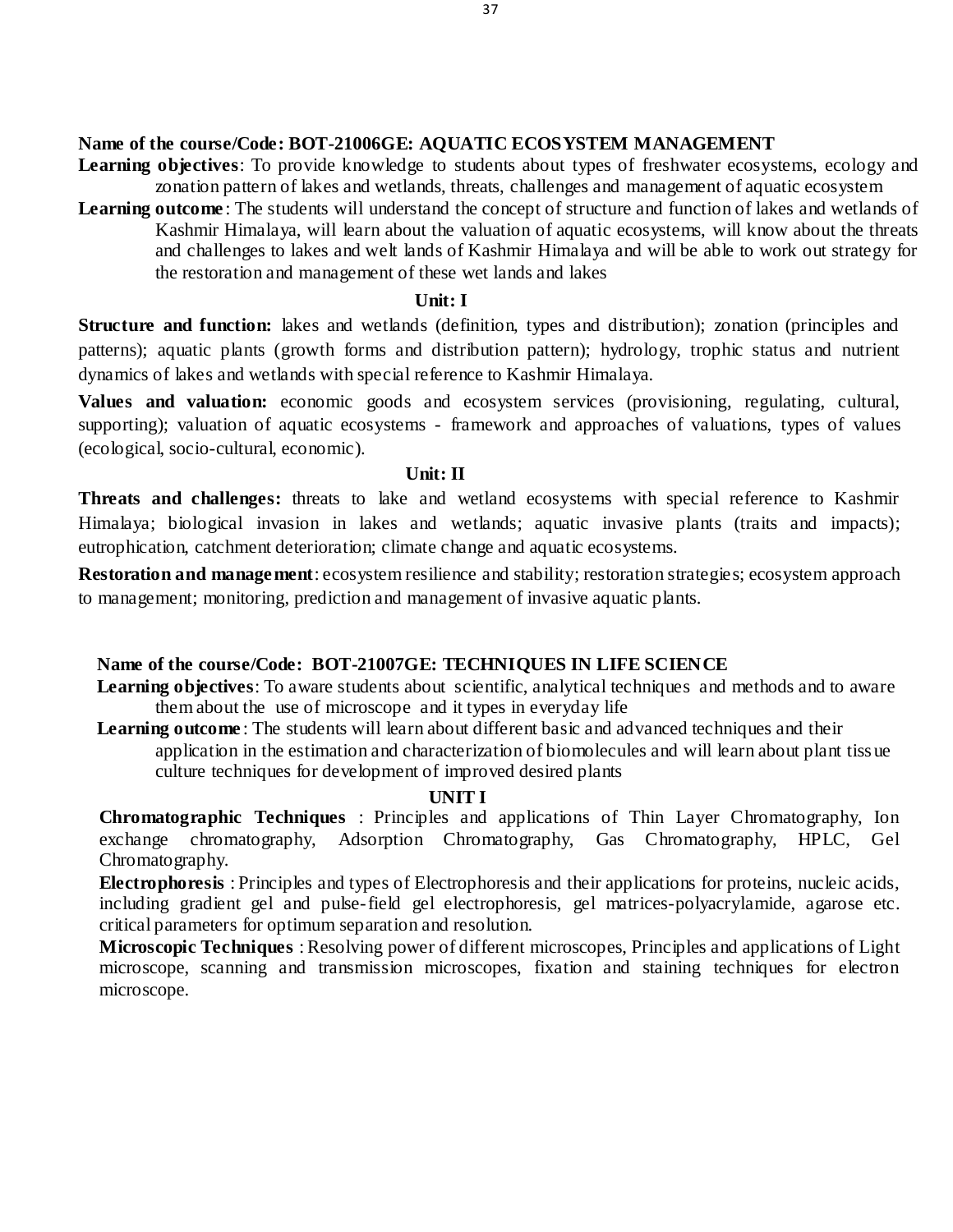**Name of the course/Code: BOT-21006GE: AQUATIC ECOSYSTEM MANAGEMENT**

**Learning objectives**: To provide knowledge to students about types of freshwater ecosystems, ecology and zonation pattern of lakes and wetlands, threats, challenges and management of aquatic ecosystem

**Learning outcome**: The students will understand the concept of structure and function of lakes and wetlands of Kashmir Himalaya, will learn about the valuation of aquatic ecosystems, will know about the threats and challenges to lakes and welt lands of Kashmir Himalaya and will be able to work out strategy for the restoration and management of these wet lands and lakes

**Unit: I**

**Structure and function:** lakes and wetlands (definition, types and distribution); zonation (principles and patterns); aquatic plants (growth forms and distribution pattern); hydrology, trophic status and nutrient dynamics of lakes and wetlands with special reference to Kashmir Himalaya.

**Values and valuation:** economic goods and ecosystem services (provisioning, regulating, cultural, supporting); valuation of aquatic ecosystems - framework and approaches of valuations, types of values (ecological, socio-cultural, economic).

**Unit: II**

**Threats and challenges:** threats to lake and wetland ecosystems with special reference to Kashmir Himalaya; biological invasion in lakes and wetlands; aquatic invasive plants (traits and impacts); eutrophication, catchment deterioration; climate change and aquatic ecosystems.

**Restoration and management**: ecosystem resilience and stability; restoration strategies; ecosystem approach to management; monitoring, prediction and management of invasive aquatic plants.

**Name of the course/Code: BOT-21007GE: TECHNIQUES IN LIFE SCIENCE**

**Learning objectives**: To aware students about scientific, analytical techniques and methods and to aware them about the use of microscope and it types in everyday life

**Learning outcome**: The students will learn about different basic and advanced techniques and their application in the estimation and characterization of biomolecules and will learn about plant tissue culture techniques for development of improved desired plants

**UNIT I**

**Chromatographic Techniques** : Principles and applications of Thin Layer Chromatography, Ion exchange chromatography, Adsorption Chromatography, Gas Chromatography, HPLC, Gel Chromatography.

**Electrophoresis** : Principles and types of Electrophoresis and their applications for proteins, nucleic acids, including gradient gel and pulse-field gel electrophoresis, gel matrices-polyacrylamide, agarose etc. critical parameters for optimum separation and resolution.

**Microscopic Techniques** : Resolving power of different microscopes, Principles and applications of Light microscope, scanning and transmission microscopes, fixation and staining techniques for electron microscope.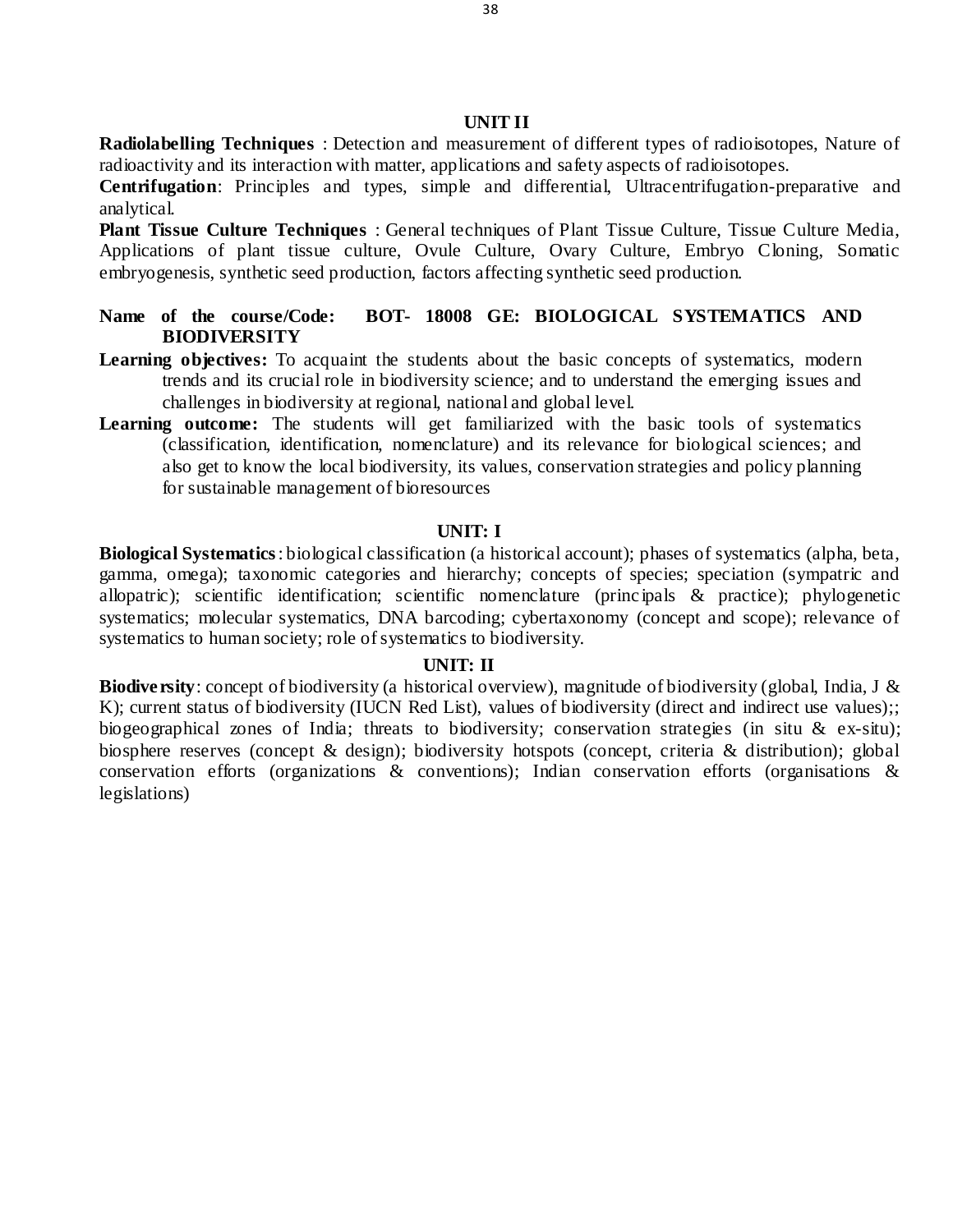### UNIT II

**Radiolabelling Techniques** : Detection and measurement of different types of radioisotopes, Nature of radioactivity and its interaction with matter, applications and safety aspects of radioisotopes.

**Centrifugation**: Principles and types, simple and differential, Ultracentrifugation-preparative and analytical.

**Plant Tissue Culture Techniques** : General techniques of Plant Tissue Culture, Tissue Culture Media, Applications of plant tissue culture, Ovule Culture, Ovary Culture, Embryo Cloning, Somatic embryogenesis, synthetic seed production, factors affecting synthetic seed production.

**Name of the course/Code: BOT- 18008 GE: BIOLOGICAL SYSTEMATICS AND BIODIVERSITY**

**Learning objectives:** To acquaint the students about the basic concepts of systematics, modern trends and its crucial role in biodiversity science; and to understand the emerging issues and challenges in biodiversity at regional, national and global level.

**Learning outcome:** The students will get familiarized with the basic tools of systematics (classification, identification, nomenclature) and its relevance for biological sciences; and also get to know the local biodiversity, its values, conservation strategies and policy planning for sustainable management of bioresources

### UNIT: I

**Biological Systematics**: biological classification (a historical account); phases of systematics (alpha, beta, gamma, omega); taxonomic categories and hierarchy; concepts of species; speciation (sympatric and allopatric); scientific identification; scientific nomenclature (principals & practice); phylogenetic systematics; molecular systematics, DNA barcoding; cybertaxonomy (concept and scope); relevance of systematics to human society; role of systematics to biodiversity.

### UNIT: II

**Biodiversity**: concept of biodiversity (a historical overview), magnitude of biodiversity (global, India, J & K); current status of biodiversity (IUCN Red List), values of biodiversity (direct and indirect use values);; biogeographical zones of India; threats to biodiversity; conservation strategies (in situ & ex-situ); biosphere reserves (concept & design); biodiversity hotspots (concept, criteria & distribution); global conservation efforts (organizations & conventions); Indian conservation efforts (organisations & legislations)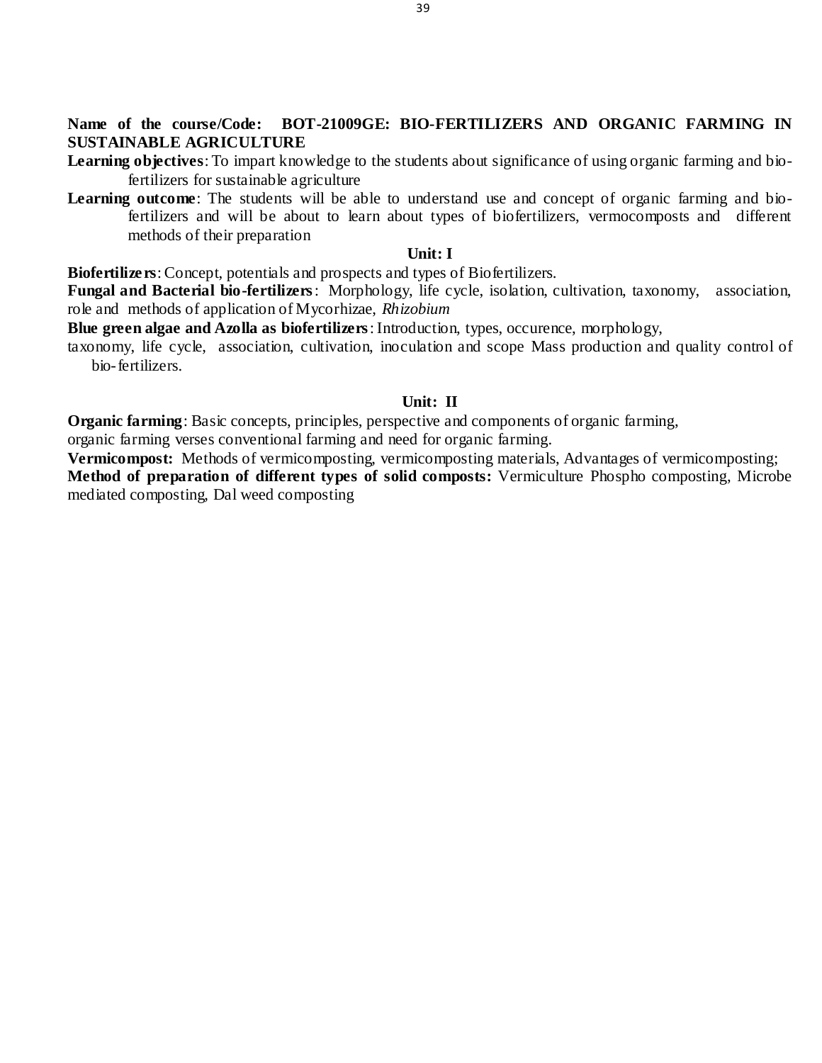**Name of the course/Code: BOT-21009GE: BIO-FERTILIZERS AND ORGANIC FARMING IN SUSTAINABLE AGRICULTURE**

**Learning objectives**: To impart knowledge to the students about significance of using organic farming and bio-fertilizers for sustainable agriculture

**Learning outcome**: The students will be able to understand use and concept of organic farming and bio-fertilizers and will be about to learn about types of biofertilizers, vermocomposts and different methods of their preparation

**Unit: I**

**Biofertilizers**: Concept, potentials and prospects and types of Biofertilizers.

**Fungal and Bacterial bio-fertilizers**: Morphology, life cycle, isolation, cultivation, taxonomy, association, role and methods of application of Mycorhizae, *Rhizobium*

**Blue green algae and Azolla as biofertilizers**: Introduction, types, occurence, morphology, taxonomy, life cycle, association, cultivation, inoculation and scope Mass production and quality control of bio-fertilizers.

**Unit: II**

**Organic farming**: Basic concepts, principles, perspective and components of organic farming, organic farming verses conventional farming and need for organic farming.

**Vermicompost:** Methods of vermicomposting, vermicomposting materials, Advantages of vermicomposting;

**Method of preparation of different types of solid composts:** Vermiculture Phospho composting, Microbe mediated composting, Dal weed composting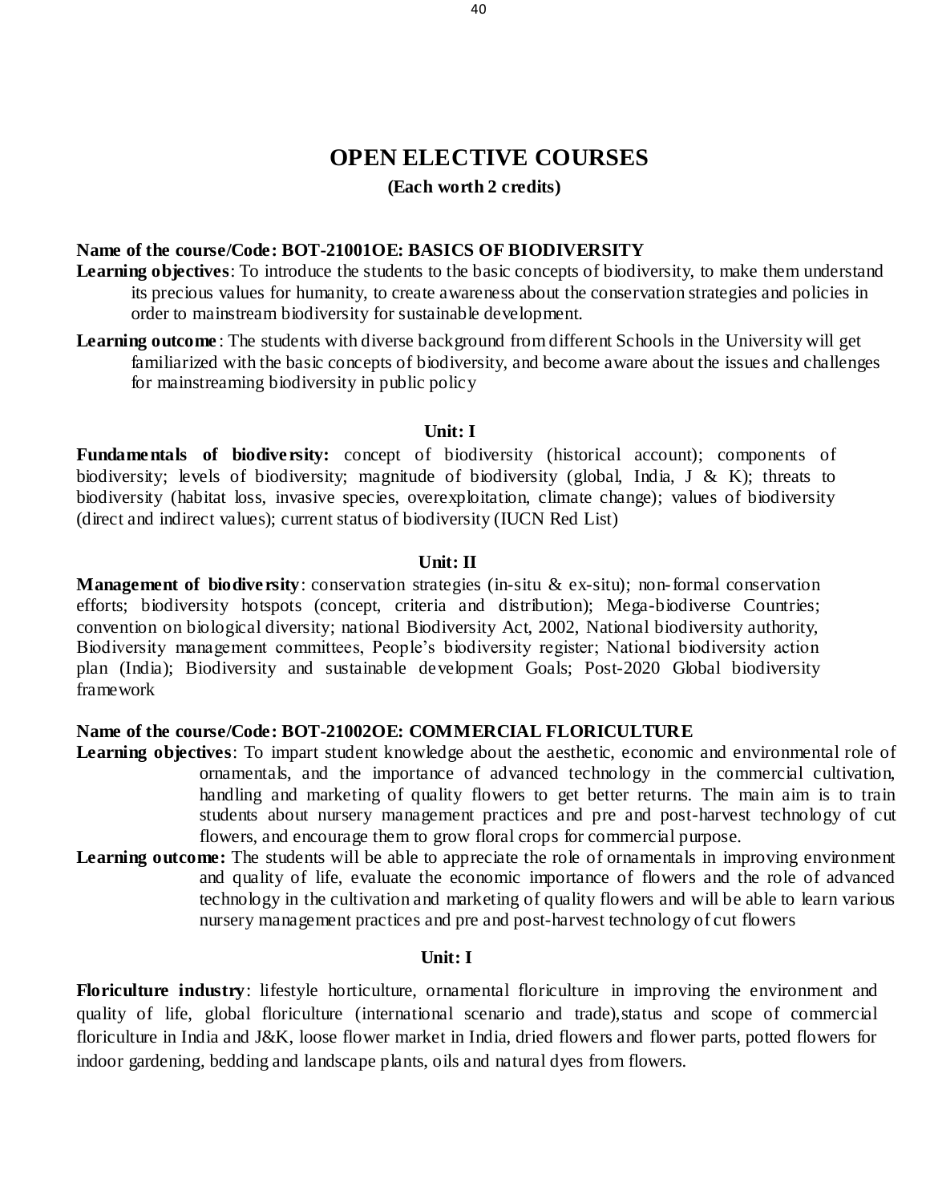# OPEN ELECTIVE COURSES

**(Each worth 2 credits)**

**Name of the course/Code: BOT-21001OE: BASICS OF BIODIVERSITY**

**Learning objectives**: To introduce the students to the basic concepts of biodiversity, to make them understand its precious values for humanity, to create awareness about the conservation strategies and policies in order to mainstream biodiversity for sustainable development.

**Learning outcome**: The students with diverse background from different Schools in the University will get familiarized with the basic concepts of biodiversity, and become aware about the issues and challenges for mainstreaming biodiversity in public policy

**Unit: I**

**Fundamentals of biodiversity:** concept of biodiversity (historical account); components of biodiversity; levels of biodiversity; magnitude of biodiversity (global, India, J & K); threats to biodiversity (habitat loss, invasive species, overexploitation, climate change); values of biodiversity (direct and indirect values); current status of biodiversity (IUCN Red List)

**Unit: II**

**Management of biodiversity**: conservation strategies (in-situ & ex-situ); non-formal conservation efforts; biodiversity hotspots (concept, criteria and distribution); Mega-biodiverse Countries; convention on biological diversity; national Biodiversity Act, 2002, National biodiversity authority, Biodiversity management committees, People's biodiversity register; National biodiversity action plan (India); Biodiversity and sustainable development Goals; Post-2020 Global biodiversity framework

**Name of the course/Code: BOT-21002OE: COMMERCIAL FLORICULTURE**

**Learning objectives**: To impart student knowledge about the aesthetic, economic and environmental role of ornamentals, and the importance of advanced technology in the commercial cultivation, handling and marketing of quality flowers to get better returns. The main aim is to train students about nursery management practices and pre and post-harvest technology of cut flowers, and encourage them to grow floral crops for commercial purpose.

**Learning outcome:** The students will be able to appreciate the role of ornamentals in improving environment and quality of life, evaluate the economic importance of flowers and the role of advanced technology in the cultivation and marketing of quality flowers and will be able to learn various nursery management practices and pre and post-harvest technology of cut flowers

**Unit: I**

**Floriculture industry**: lifestyle horticulture, ornamental floriculture in improving the environment and quality of life, global floriculture (international scenario and trade),status and scope of commercial floriculture in India and J&K, loose flower market in India, dried flowers and flower parts, potted flowers for indoor gardening, bedding and landscape plants, oils and natural dyes from flowers.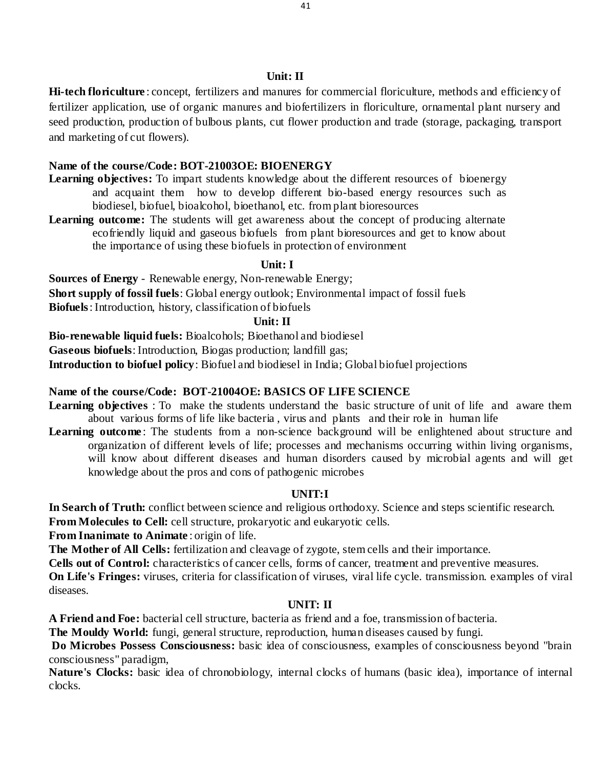**Unit: II**

**Hi-tech floriculture**: concept, fertilizers and manures for commercial floriculture, methods and efficiency of fertilizer application, use of organic manures and biofertilizers in floriculture, ornamental plant nursery and seed production, production of bulbous plants, cut flower production and trade (storage, packaging, transport and marketing of cut flowers).

**Name of the course/Code: BOT-21003OE: BIOENERGY**

**Learning objectives:** To impart students knowledge about the different resources of bioenergy and acquaint them how to develop different bio-based energy resources such as biodiesel, biofuel, bioalcohol, bioethanol, etc. from plant bioresources

**Learning outcome:** The students will get awareness about the concept of producing alternate ecofriendly liquid and gaseous biofuels from plant bioresources and get to know about the importance of using these biofuels in protection of environment

**Unit: I**

**Sources of Energy** - Renewable energy, Non-renewable Energy;
**Short supply of fossil fuels**: Global energy outlook; Environmental impact of fossil fuels
**Biofuels**: Introduction, history, classification of biofuels

**Unit: II**

**Bio-renewable liquid fuels:** Bioalcohols; Bioethanol and biodiesel
**Gaseous biofuels**: Introduction, Biogas production; landfill gas;
**Introduction to biofuel policy**: Biofuel and biodiesel in India; Global biofuel projections

**Name of the course/Code: BOT-21004OE: BASICS OF LIFE SCIENCE**

**Learning objectives** : To make the students understand the basic structure of unit of life and aware them about various forms of life like bacteria , virus and plants and their role in human life

**Learning outcome**: The students from a non-science background will be enlightened about structure and organization of different levels of life; processes and mechanisms occurring within living organisms, will know about different diseases and human disorders caused by microbial agents and will get knowledge about the pros and cons of pathogenic microbes

**UNIT:I**

**In Search of Truth:** conflict between science and religious orthodoxy. Science and steps scientific research.
**From Molecules to Cell:** cell structure, prokaryotic and eukaryotic cells.
**From Inanimate to Animate**: origin of life.
**The Mother of All Cells:** fertilization and cleavage of zygote, stem cells and their importance.
**Cells out of Control:** characteristics of cancer cells, forms of cancer, treatment and preventive measures.
**On Life's Fringes:** viruses, criteria for classification of viruses, viral life cycle. transmission. examples of viral diseases.

**UNIT: II**

**A Friend and Foe:** bacterial cell structure, bacteria as friend and a foe, transmission of bacteria.
**The Mouldy World:** fungi, general structure, reproduction, human diseases caused by fungi.
**Do Microbes Possess Consciousness:** basic idea of consciousness, examples of consciousness beyond "brain consciousness" paradigm,
**Nature's Clocks:** basic idea of chronobiology, internal clocks of humans (basic idea), importance of internal clocks.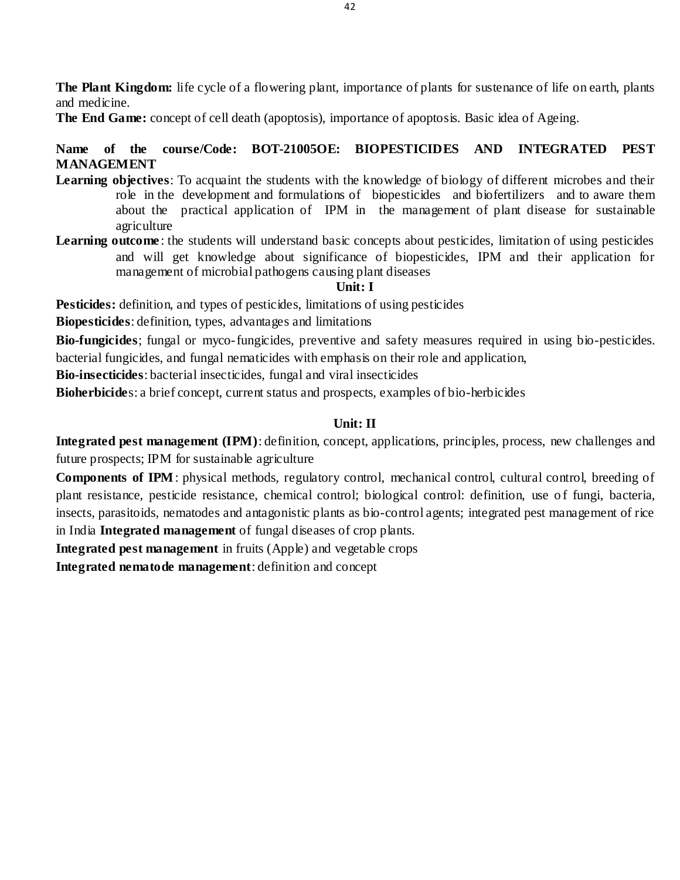**The Plant Kingdom:** life cycle of a flowering plant, importance of plants for sustenance of life on earth, plants and medicine.

**The End Game:** concept of cell death (apoptosis), importance of apoptosis. Basic idea of Ageing.

**Name of the course/Code: BOT-21005OE: BIOPESTICIDES AND INTEGRATED PEST MANAGEMENT**

**Learning objectives**: To acquaint the students with the knowledge of biology of different microbes and their role in the development and formulations of biopesticides and biofertilizers and to aware them about the practical application of IPM in the management of plant disease for sustainable agriculture

**Learning outcome**: the students will understand basic concepts about pesticides, limitation of using pesticides and will get knowledge about significance of biopesticides, IPM and their application for management of microbial pathogens causing plant diseases

**Unit: I**

**Pesticides:** definition, and types of pesticides, limitations of using pesticides

**Biopesticides**: definition, types, advantages and limitations

**Bio-fungicides**; fungal or myco-fungicides, preventive and safety measures required in using bio-pesticides. bacterial fungicides, and fungal nematicides with emphasis on their role and application,

**Bio-insecticides**: bacterial insecticides, fungal and viral insecticides

**Bioherbicide**s: a brief concept, current status and prospects, examples of bio-herbicides

**Unit: II**

**Integrated pest management (IPM)**: definition, concept, applications, principles, process, new challenges and future prospects; IPM for sustainable agriculture

**Components of IPM**: physical methods, regulatory control, mechanical control, cultural control, breeding of plant resistance, pesticide resistance, chemical control; biological control: definition, use of fungi, bacteria, insects, parasitoids, nematodes and antagonistic plants as bio-control agents; integrated pest management of rice in India **Integrated management** of fungal diseases of crop plants.

**Integrated pest management** in fruits (Apple) and vegetable crops

**Integrated nematode management**: definition and concept